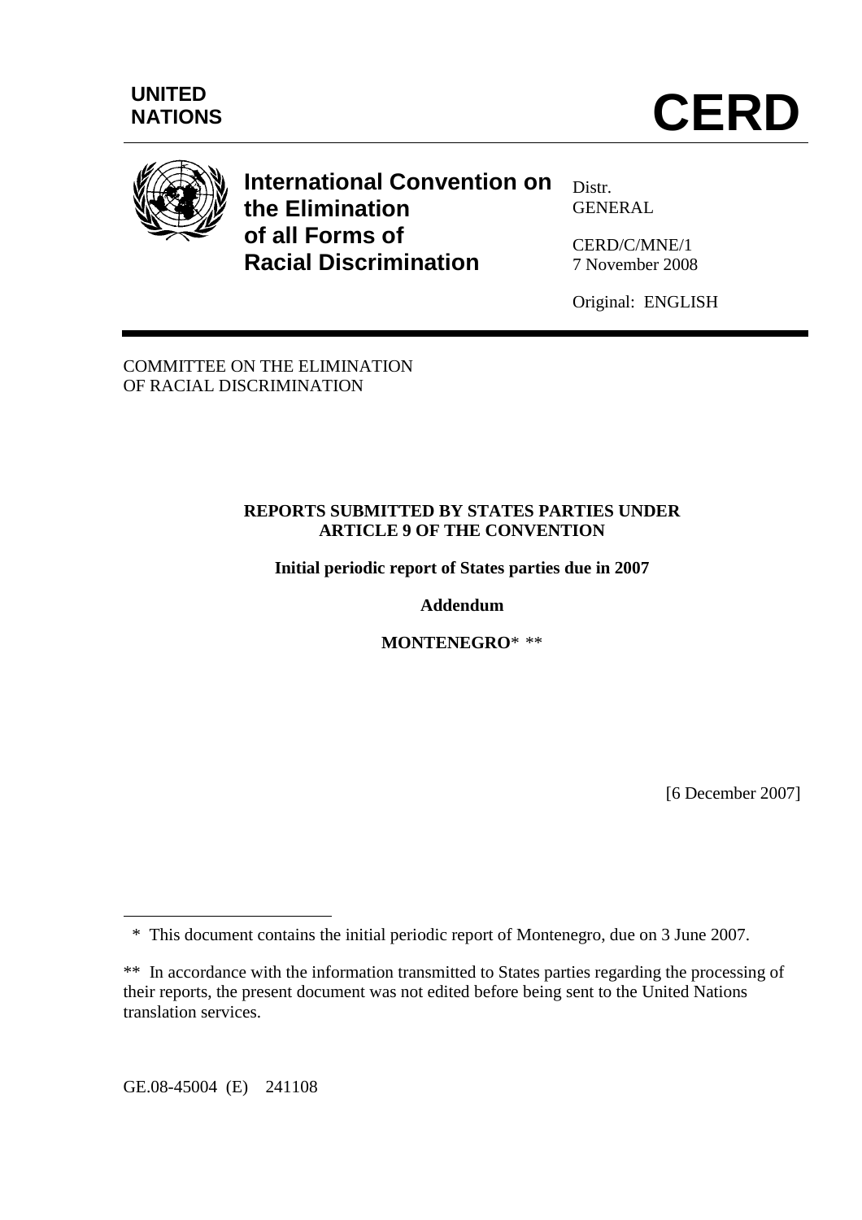UNITED NATIONS

# CERD

**International Convention on the Elimination of all Forms of Racial Discrimination**

Distr.
GENERAL

CERD/C/MNE/1
7 November 2008

Original: ENGLISH

COMMITTEE ON THE ELIMINATION
OF RACIAL DISCRIMINATION

**REPORTS SUBMITTED BY STATES PARTIES UNDER ARTICLE 9 OF THE CONVENTION**

**Initial periodic report of States parties due in 2007**

**Addendum**

**MONTENEGRO*** **

[6 December 2007]

\* This document contains the initial periodic report of Montenegro, due on 3 June 2007.

\*\* In accordance with the information transmitted to States parties regarding the processing of their reports, the present document was not edited before being sent to the United Nations translation services.

GE.08-45004 (E) 241108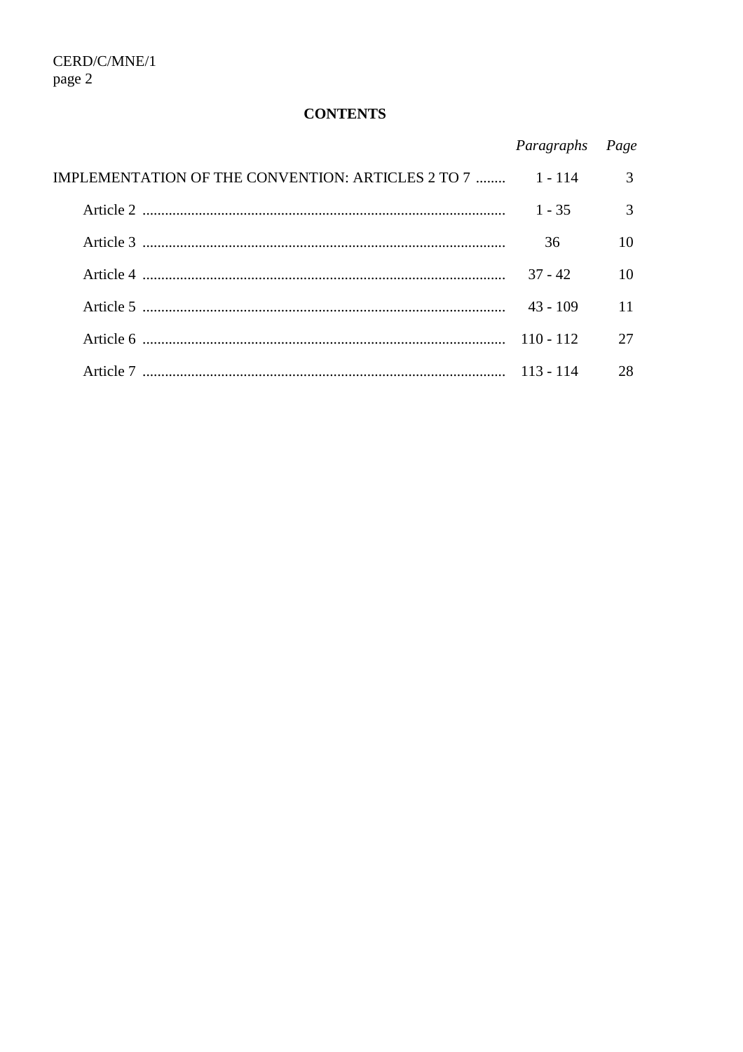**CONTENTS**

| | *Paragraphs* | *Page* |
|---|---|---|
| IMPLEMENTATION OF THE CONVENTION: ARTICLES 2 TO 7 | 1 - 114 | 3 |
| Article 2 | 1 - 35 | 3 |
| Article 3 | 36 | 10 |
| Article 4 | 37 - 42 | 10 |
| Article 5 | 43 - 109 | 11 |
| Article 6 | 110 - 112 | 27 |
| Article 7 | 113 - 114 | 28 |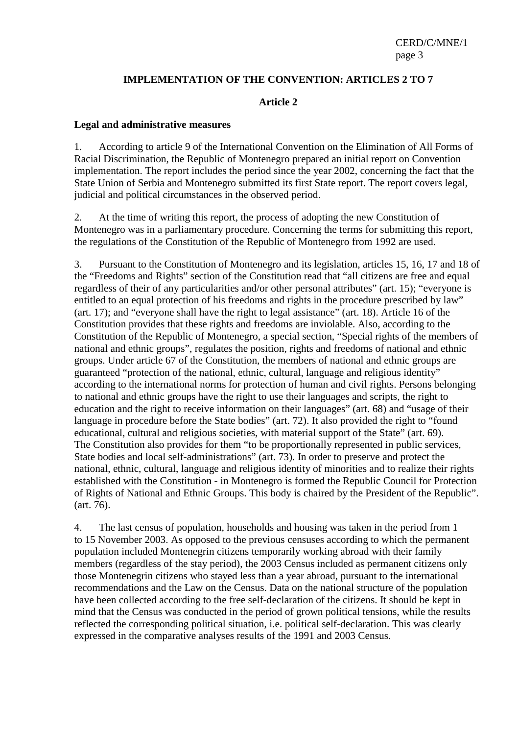## IMPLEMENTATION OF THE CONVENTION: ARTICLES 2 TO 7

### Article 2

**Legal and administrative measures**

1. According to article 9 of the International Convention on the Elimination of All Forms of Racial Discrimination, the Republic of Montenegro prepared an initial report on Convention implementation. The report includes the period since the year 2002, concerning the fact that the State Union of Serbia and Montenegro submitted its first State report. The report covers legal, judicial and political circumstances in the observed period.

2. At the time of writing this report, the process of adopting the new Constitution of Montenegro was in a parliamentary procedure. Concerning the terms for submitting this report, the regulations of the Constitution of the Republic of Montenegro from 1992 are used.

3. Pursuant to the Constitution of Montenegro and its legislation, articles 15, 16, 17 and 18 of the "Freedoms and Rights" section of the Constitution read that "all citizens are free and equal regardless of their of any particularities and/or other personal attributes" (art. 15); "everyone is entitled to an equal protection of his freedoms and rights in the procedure prescribed by law" (art. 17); and "everyone shall have the right to legal assistance" (art. 18). Article 16 of the Constitution provides that these rights and freedoms are inviolable. Also, according to the Constitution of the Republic of Montenegro, a special section, "Special rights of the members of national and ethnic groups", regulates the position, rights and freedoms of national and ethnic groups. Under article 67 of the Constitution, the members of national and ethnic groups are guaranteed "protection of the national, ethnic, cultural, language and religious identity" according to the international norms for protection of human and civil rights. Persons belonging to national and ethnic groups have the right to use their languages and scripts, the right to education and the right to receive information on their languages" (art. 68) and "usage of their language in procedure before the State bodies" (art. 72). It also provided the right to "found educational, cultural and religious societies, with material support of the State" (art. 69). The Constitution also provides for them "to be proportionally represented in public services, State bodies and local self-administrations" (art. 73). In order to preserve and protect the national, ethnic, cultural, language and religious identity of minorities and to realize their rights established with the Constitution - in Montenegro is formed the Republic Council for Protection of Rights of National and Ethnic Groups. This body is chaired by the President of the Republic". (art. 76).

4. The last census of population, households and housing was taken in the period from 1 to 15 November 2003. As opposed to the previous censuses according to which the permanent population included Montenegrin citizens temporarily working abroad with their family members (regardless of the stay period), the 2003 Census included as permanent citizens only those Montenegrin citizens who stayed less than a year abroad, pursuant to the international recommendations and the Law on the Census. Data on the national structure of the population have been collected according to the free self-declaration of the citizens. It should be kept in mind that the Census was conducted in the period of grown political tensions, while the results reflected the corresponding political situation, i.e. political self-declaration. This was clearly expressed in the comparative analyses results of the 1991 and 2003 Census.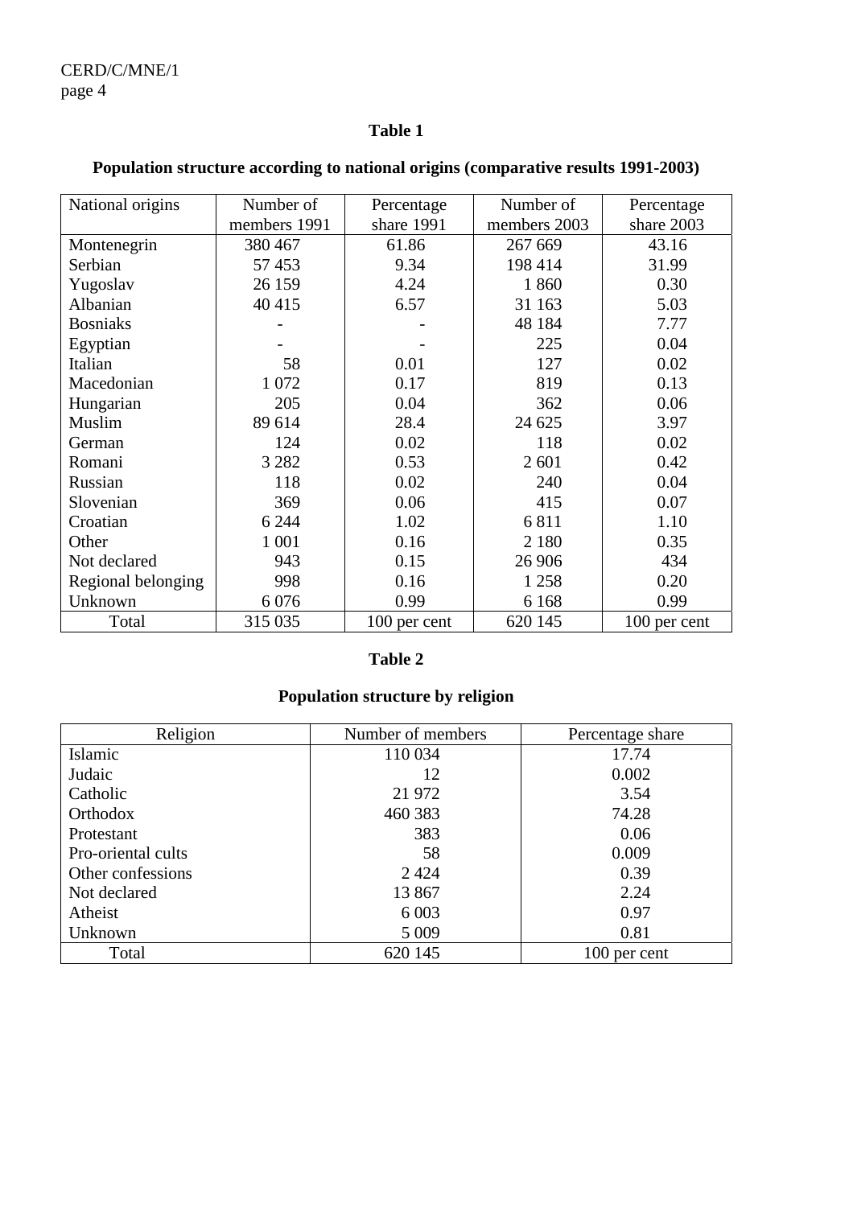**Table 1**

**Population structure according to national origins (comparative results 1991-2003)**

| National origins | Number of members 1991 | Percentage share 1991 | Number of members 2003 | Percentage share 2003 |
|---|---|---|---|---|
| Montenegrin | 380 467 | 61.86 | 267 669 | 43.16 |
| Serbian | 57 453 | 9.34 | 198 414 | 31.99 |
| Yugoslav | 26 159 | 4.24 | 1 860 | 0.30 |
| Albanian | 40 415 | 6.57 | 31 163 | 5.03 |
| Bosniaks | - | - | 48 184 | 7.77 |
| Egyptian | - | - | 225 | 0.04 |
| Italian | 58 | 0.01 | 127 | 0.02 |
| Macedonian | 1 072 | 0.17 | 819 | 0.13 |
| Hungarian | 205 | 0.04 | 362 | 0.06 |
| Muslim | 89 614 | 28.4 | 24 625 | 3.97 |
| German | 124 | 0.02 | 118 | 0.02 |
| Romani | 3 282 | 0.53 | 2 601 | 0.42 |
| Russian | 118 | 0.02 | 240 | 0.04 |
| Slovenian | 369 | 0.06 | 415 | 0.07 |
| Croatian | 6 244 | 1.02 | 6 811 | 1.10 |
| Other | 1 001 | 0.16 | 2 180 | 0.35 |
| Not declared | 943 | 0.15 | 26 906 | 434 |
| Regional belonging | 998 | 0.16 | 1 258 | 0.20 |
| Unknown | 6 076 | 0.99 | 6 168 | 0.99 |
| Total | 315 035 | 100 per cent | 620 145 | 100 per cent |

**Table 2**

**Population structure by religion**

| Religion | Number of members | Percentage share |
|---|---|---|
| Islamic | 110 034 | 17.74 |
| Judaic | 12 | 0.002 |
| Catholic | 21 972 | 3.54 |
| Orthodox | 460 383 | 74.28 |
| Protestant | 383 | 0.06 |
| Pro-oriental cults | 58 | 0.009 |
| Other confessions | 2 424 | 0.39 |
| Not declared | 13 867 | 2.24 |
| Atheist | 6 003 | 0.97 |
| Unknown | 5 009 | 0.81 |
| Total | 620 145 | 100 per cent |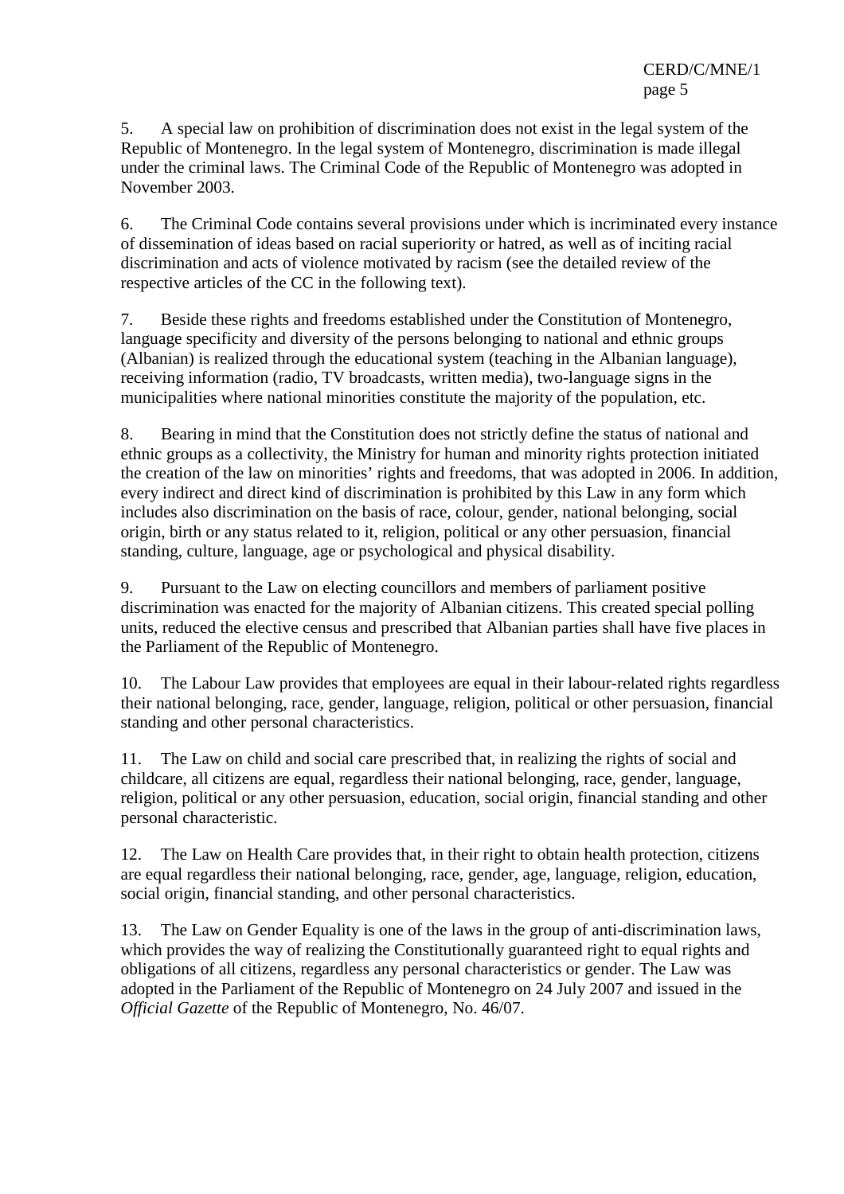5. A special law on prohibition of discrimination does not exist in the legal system of the Republic of Montenegro. In the legal system of Montenegro, discrimination is made illegal under the criminal laws. The Criminal Code of the Republic of Montenegro was adopted in November 2003.

6. The Criminal Code contains several provisions under which is incriminated every instance of dissemination of ideas based on racial superiority or hatred, as well as of inciting racial discrimination and acts of violence motivated by racism (see the detailed review of the respective articles of the CC in the following text).

7. Beside these rights and freedoms established under the Constitution of Montenegro, language specificity and diversity of the persons belonging to national and ethnic groups (Albanian) is realized through the educational system (teaching in the Albanian language), receiving information (radio, TV broadcasts, written media), two-language signs in the municipalities where national minorities constitute the majority of the population, etc.

8. Bearing in mind that the Constitution does not strictly define the status of national and ethnic groups as a collectivity, the Ministry for human and minority rights protection initiated the creation of the law on minorities' rights and freedoms, that was adopted in 2006. In addition, every indirect and direct kind of discrimination is prohibited by this Law in any form which includes also discrimination on the basis of race, colour, gender, national belonging, social origin, birth or any status related to it, religion, political or any other persuasion, financial standing, culture, language, age or psychological and physical disability.

9. Pursuant to the Law on electing councillors and members of parliament positive discrimination was enacted for the majority of Albanian citizens. This created special polling units, reduced the elective census and prescribed that Albanian parties shall have five places in the Parliament of the Republic of Montenegro.

10. The Labour Law provides that employees are equal in their labour-related rights regardless their national belonging, race, gender, language, religion, political or other persuasion, financial standing and other personal characteristics.

11. The Law on child and social care prescribed that, in realizing the rights of social and childcare, all citizens are equal, regardless their national belonging, race, gender, language, religion, political or any other persuasion, education, social origin, financial standing and other personal characteristic.

12. The Law on Health Care provides that, in their right to obtain health protection, citizens are equal regardless their national belonging, race, gender, age, language, religion, education, social origin, financial standing, and other personal characteristics.

13. The Law on Gender Equality is one of the laws in the group of anti-discrimination laws, which provides the way of realizing the Constitutionally guaranteed right to equal rights and obligations of all citizens, regardless any personal characteristics or gender. The Law was adopted in the Parliament of the Republic of Montenegro on 24 July 2007 and issued in the *Official Gazette* of the Republic of Montenegro, No. 46/07.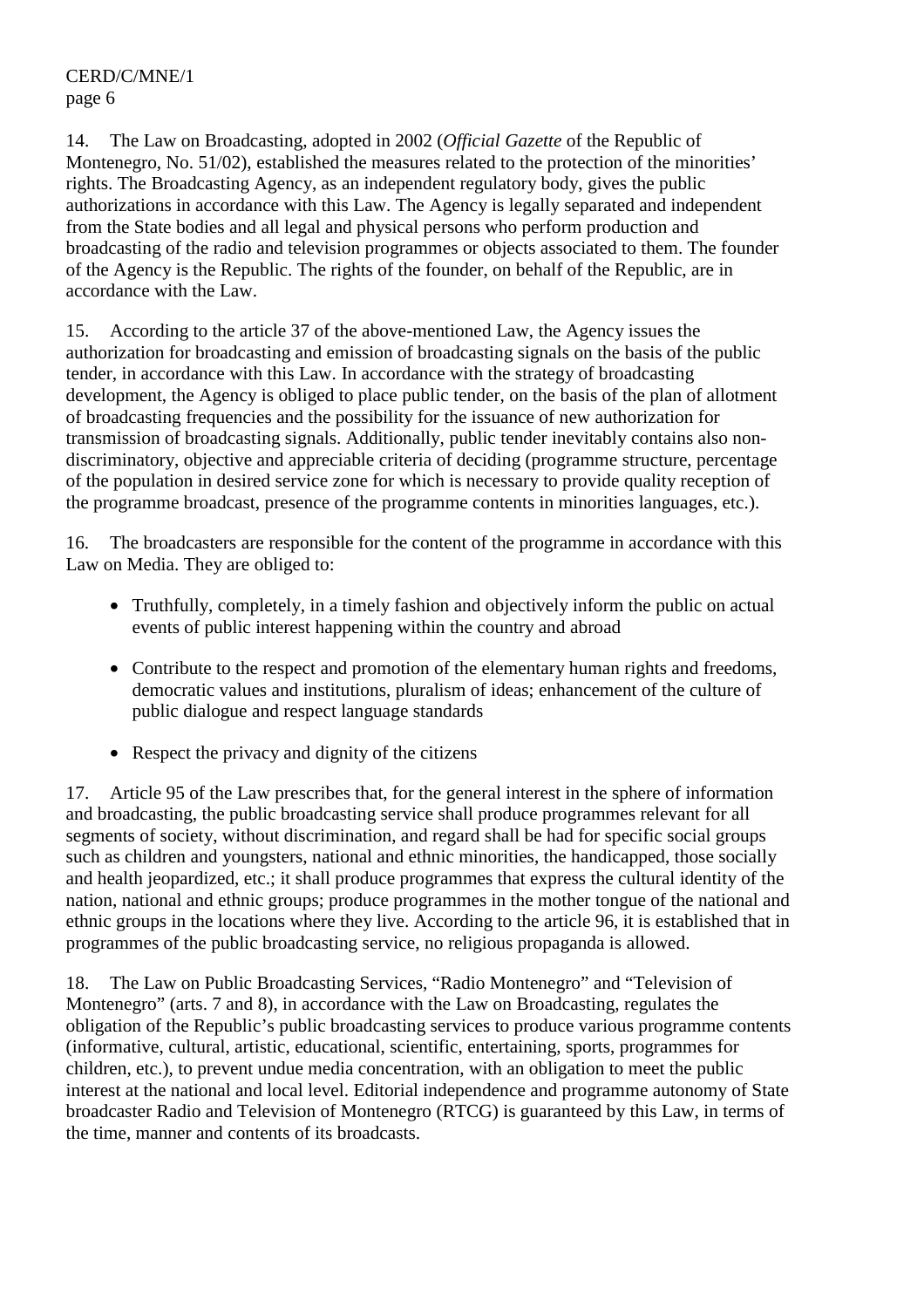14. The Law on Broadcasting, adopted in 2002 (*Official Gazette* of the Republic of Montenegro, No. 51/02), established the measures related to the protection of the minorities' rights. The Broadcasting Agency, as an independent regulatory body, gives the public authorizations in accordance with this Law. The Agency is legally separated and independent from the State bodies and all legal and physical persons who perform production and broadcasting of the radio and television programmes or objects associated to them. The founder of the Agency is the Republic. The rights of the founder, on behalf of the Republic, are in accordance with the Law.

15. According to the article 37 of the above-mentioned Law, the Agency issues the authorization for broadcasting and emission of broadcasting signals on the basis of the public tender, in accordance with this Law. In accordance with the strategy of broadcasting development, the Agency is obliged to place public tender, on the basis of the plan of allotment of broadcasting frequencies and the possibility for the issuance of new authorization for transmission of broadcasting signals. Additionally, public tender inevitably contains also non-discriminatory, objective and appreciable criteria of deciding (programme structure, percentage of the population in desired service zone for which is necessary to provide quality reception of the programme broadcast, presence of the programme contents in minorities languages, etc.).

16. The broadcasters are responsible for the content of the programme in accordance with this Law on Media. They are obliged to:

- Truthfully, completely, in a timely fashion and objectively inform the public on actual events of public interest happening within the country and abroad
- Contribute to the respect and promotion of the elementary human rights and freedoms, democratic values and institutions, pluralism of ideas; enhancement of the culture of public dialogue and respect language standards
- Respect the privacy and dignity of the citizens

17. Article 95 of the Law prescribes that, for the general interest in the sphere of information and broadcasting, the public broadcasting service shall produce programmes relevant for all segments of society, without discrimination, and regard shall be had for specific social groups such as children and youngsters, national and ethnic minorities, the handicapped, those socially and health jeopardized, etc.; it shall produce programmes that express the cultural identity of the nation, national and ethnic groups; produce programmes in the mother tongue of the national and ethnic groups in the locations where they live. According to the article 96, it is established that in programmes of the public broadcasting service, no religious propaganda is allowed.

18. The Law on Public Broadcasting Services, "Radio Montenegro" and "Television of Montenegro" (arts. 7 and 8), in accordance with the Law on Broadcasting, regulates the obligation of the Republic's public broadcasting services to produce various programme contents (informative, cultural, artistic, educational, scientific, entertaining, sports, programmes for children, etc.), to prevent undue media concentration, with an obligation to meet the public interest at the national and local level. Editorial independence and programme autonomy of State broadcaster Radio and Television of Montenegro (RTCG) is guaranteed by this Law, in terms of the time, manner and contents of its broadcasts.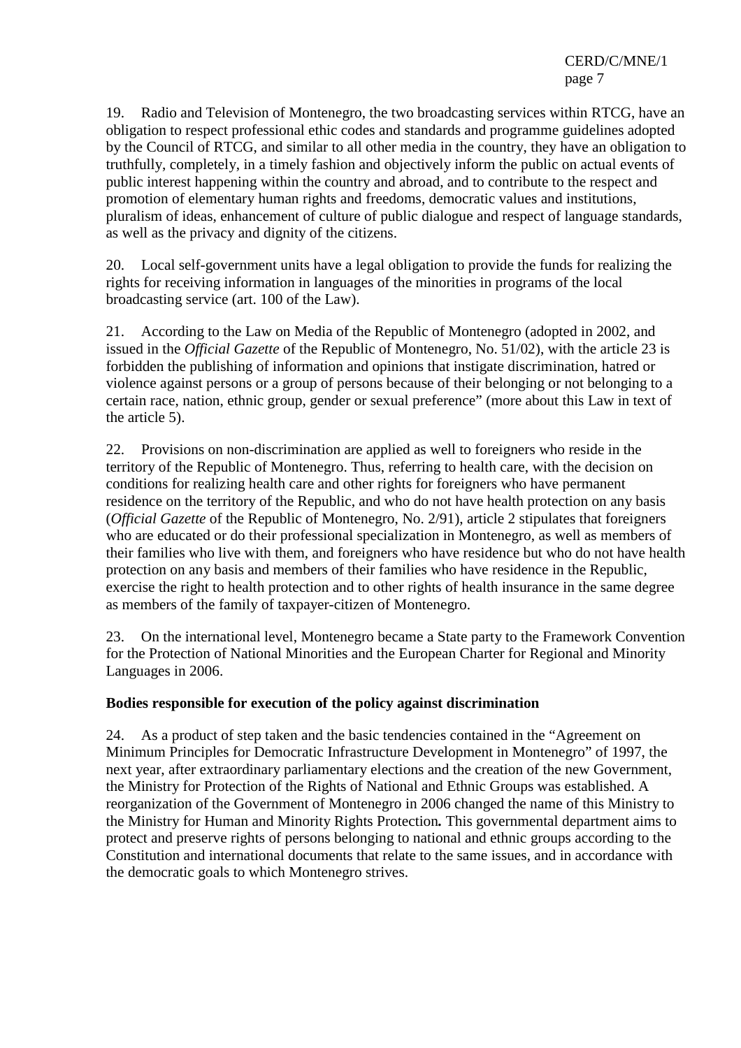19. Radio and Television of Montenegro, the two broadcasting services within RTCG, have an obligation to respect professional ethic codes and standards and programme guidelines adopted by the Council of RTCG, and similar to all other media in the country, they have an obligation to truthfully, completely, in a timely fashion and objectively inform the public on actual events of public interest happening within the country and abroad, and to contribute to the respect and promotion of elementary human rights and freedoms, democratic values and institutions, pluralism of ideas, enhancement of culture of public dialogue and respect of language standards, as well as the privacy and dignity of the citizens.

20. Local self-government units have a legal obligation to provide the funds for realizing the rights for receiving information in languages of the minorities in programs of the local broadcasting service (art. 100 of the Law).

21. According to the Law on Media of the Republic of Montenegro (adopted in 2002, and issued in the *Official Gazette* of the Republic of Montenegro, No. 51/02), with the article 23 is forbidden the publishing of information and opinions that instigate discrimination, hatred or violence against persons or a group of persons because of their belonging or not belonging to a certain race, nation, ethnic group, gender or sexual preference" (more about this Law in text of the article 5).

22. Provisions on non-discrimination are applied as well to foreigners who reside in the territory of the Republic of Montenegro. Thus, referring to health care, with the decision on conditions for realizing health care and other rights for foreigners who have permanent residence on the territory of the Republic, and who do not have health protection on any basis (*Official Gazette* of the Republic of Montenegro, No. 2/91), article 2 stipulates that foreigners who are educated or do their professional specialization in Montenegro, as well as members of their families who live with them, and foreigners who have residence but who do not have health protection on any basis and members of their families who have residence in the Republic, exercise the right to health protection and to other rights of health insurance in the same degree as members of the family of taxpayer-citizen of Montenegro.

23. On the international level, Montenegro became a State party to the Framework Convention for the Protection of National Minorities and the European Charter for Regional and Minority Languages in 2006.

**Bodies responsible for execution of the policy against discrimination**

24. As a product of step taken and the basic tendencies contained in the "Agreement on Minimum Principles for Democratic Infrastructure Development in Montenegro" of 1997, the next year, after extraordinary parliamentary elections and the creation of the new Government, the Ministry for Protection of the Rights of National and Ethnic Groups was established. A reorganization of the Government of Montenegro in 2006 changed the name of this Ministry to the Ministry for Human and Minority Rights Protection**.** This governmental department aims to protect and preserve rights of persons belonging to national and ethnic groups according to the Constitution and international documents that relate to the same issues, and in accordance with the democratic goals to which Montenegro strives.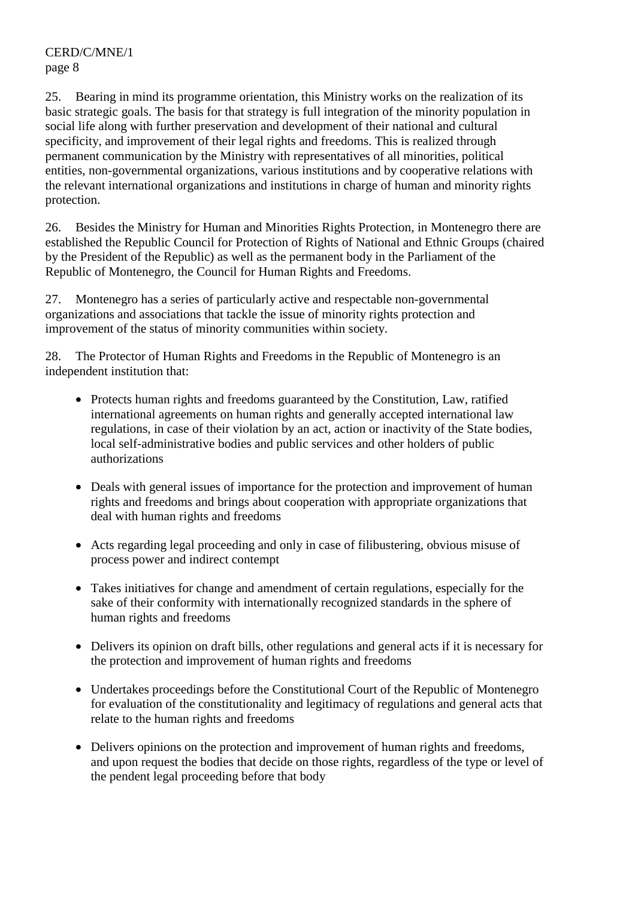25. Bearing in mind its programme orientation, this Ministry works on the realization of its basic strategic goals. The basis for that strategy is full integration of the minority population in social life along with further preservation and development of their national and cultural specificity, and improvement of their legal rights and freedoms. This is realized through permanent communication by the Ministry with representatives of all minorities, political entities, non-governmental organizations, various institutions and by cooperative relations with the relevant international organizations and institutions in charge of human and minority rights protection.

26. Besides the Ministry for Human and Minorities Rights Protection, in Montenegro there are established the Republic Council for Protection of Rights of National and Ethnic Groups (chaired by the President of the Republic) as well as the permanent body in the Parliament of the Republic of Montenegro, the Council for Human Rights and Freedoms.

27. Montenegro has a series of particularly active and respectable non-governmental organizations and associations that tackle the issue of minority rights protection and improvement of the status of minority communities within society.

28. The Protector of Human Rights and Freedoms in the Republic of Montenegro is an independent institution that:

- Protects human rights and freedoms guaranteed by the Constitution, Law, ratified international agreements on human rights and generally accepted international law regulations, in case of their violation by an act, action or inactivity of the State bodies, local self-administrative bodies and public services and other holders of public authorizations

- Deals with general issues of importance for the protection and improvement of human rights and freedoms and brings about cooperation with appropriate organizations that deal with human rights and freedoms

- Acts regarding legal proceeding and only in case of filibustering, obvious misuse of process power and indirect contempt

- Takes initiatives for change and amendment of certain regulations, especially for the sake of their conformity with internationally recognized standards in the sphere of human rights and freedoms

- Delivers its opinion on draft bills, other regulations and general acts if it is necessary for the protection and improvement of human rights and freedoms

- Undertakes proceedings before the Constitutional Court of the Republic of Montenegro for evaluation of the constitutionality and legitimacy of regulations and general acts that relate to the human rights and freedoms

- Delivers opinions on the protection and improvement of human rights and freedoms, and upon request the bodies that decide on those rights, regardless of the type or level of the pendent legal proceeding before that body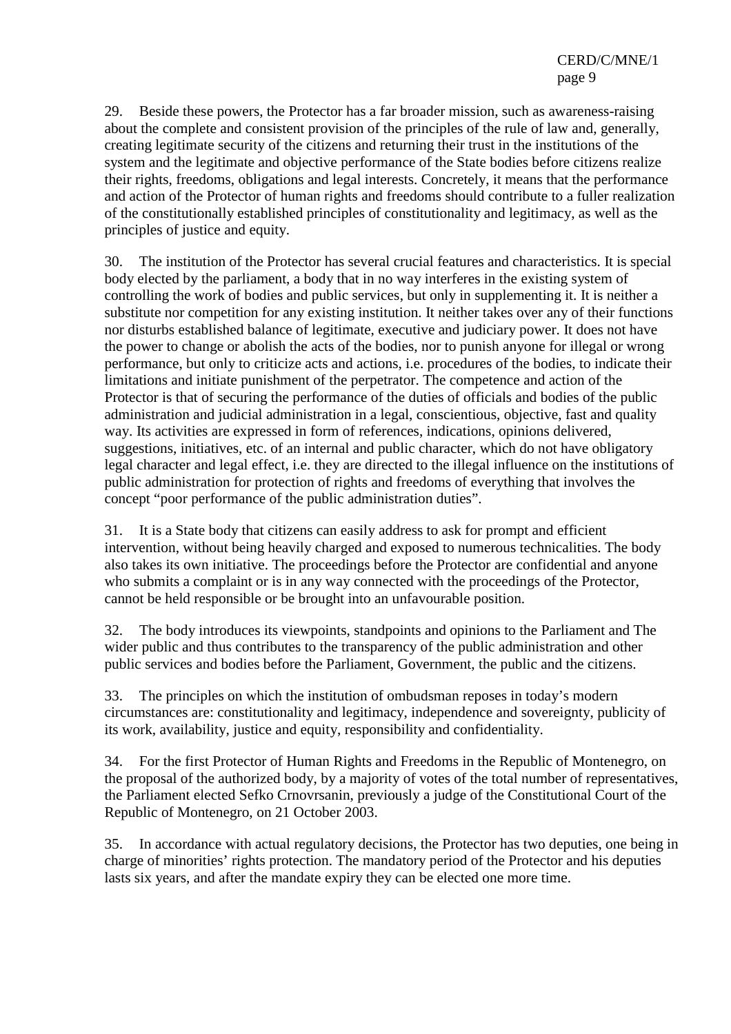29. Beside these powers, the Protector has a far broader mission, such as awareness-raising about the complete and consistent provision of the principles of the rule of law and, generally, creating legitimate security of the citizens and returning their trust in the institutions of the system and the legitimate and objective performance of the State bodies before citizens realize their rights, freedoms, obligations and legal interests. Concretely, it means that the performance and action of the Protector of human rights and freedoms should contribute to a fuller realization of the constitutionally established principles of constitutionality and legitimacy, as well as the principles of justice and equity.

30. The institution of the Protector has several crucial features and characteristics. It is special body elected by the parliament, a body that in no way interferes in the existing system of controlling the work of bodies and public services, but only in supplementing it. It is neither a substitute nor competition for any existing institution. It neither takes over any of their functions nor disturbs established balance of legitimate, executive and judiciary power. It does not have the power to change or abolish the acts of the bodies, nor to punish anyone for illegal or wrong performance, but only to criticize acts and actions, i.e. procedures of the bodies, to indicate their limitations and initiate punishment of the perpetrator. The competence and action of the Protector is that of securing the performance of the duties of officials and bodies of the public administration and judicial administration in a legal, conscientious, objective, fast and quality way. Its activities are expressed in form of references, indications, opinions delivered, suggestions, initiatives, etc. of an internal and public character, which do not have obligatory legal character and legal effect, i.e. they are directed to the illegal influence on the institutions of public administration for protection of rights and freedoms of everything that involves the concept "poor performance of the public administration duties".

31. It is a State body that citizens can easily address to ask for prompt and efficient intervention, without being heavily charged and exposed to numerous technicalities. The body also takes its own initiative. The proceedings before the Protector are confidential and anyone who submits a complaint or is in any way connected with the proceedings of the Protector, cannot be held responsible or be brought into an unfavourable position.

32. The body introduces its viewpoints, standpoints and opinions to the Parliament and The wider public and thus contributes to the transparency of the public administration and other public services and bodies before the Parliament, Government, the public and the citizens.

33. The principles on which the institution of ombudsman reposes in today's modern circumstances are: constitutionality and legitimacy, independence and sovereignty, publicity of its work, availability, justice and equity, responsibility and confidentiality.

34. For the first Protector of Human Rights and Freedoms in the Republic of Montenegro, on the proposal of the authorized body, by a majority of votes of the total number of representatives, the Parliament elected Sefko Crnovrsanin, previously a judge of the Constitutional Court of the Republic of Montenegro, on 21 October 2003.

35. In accordance with actual regulatory decisions, the Protector has two deputies, one being in charge of minorities' rights protection. The mandatory period of the Protector and his deputies lasts six years, and after the mandate expiry they can be elected one more time.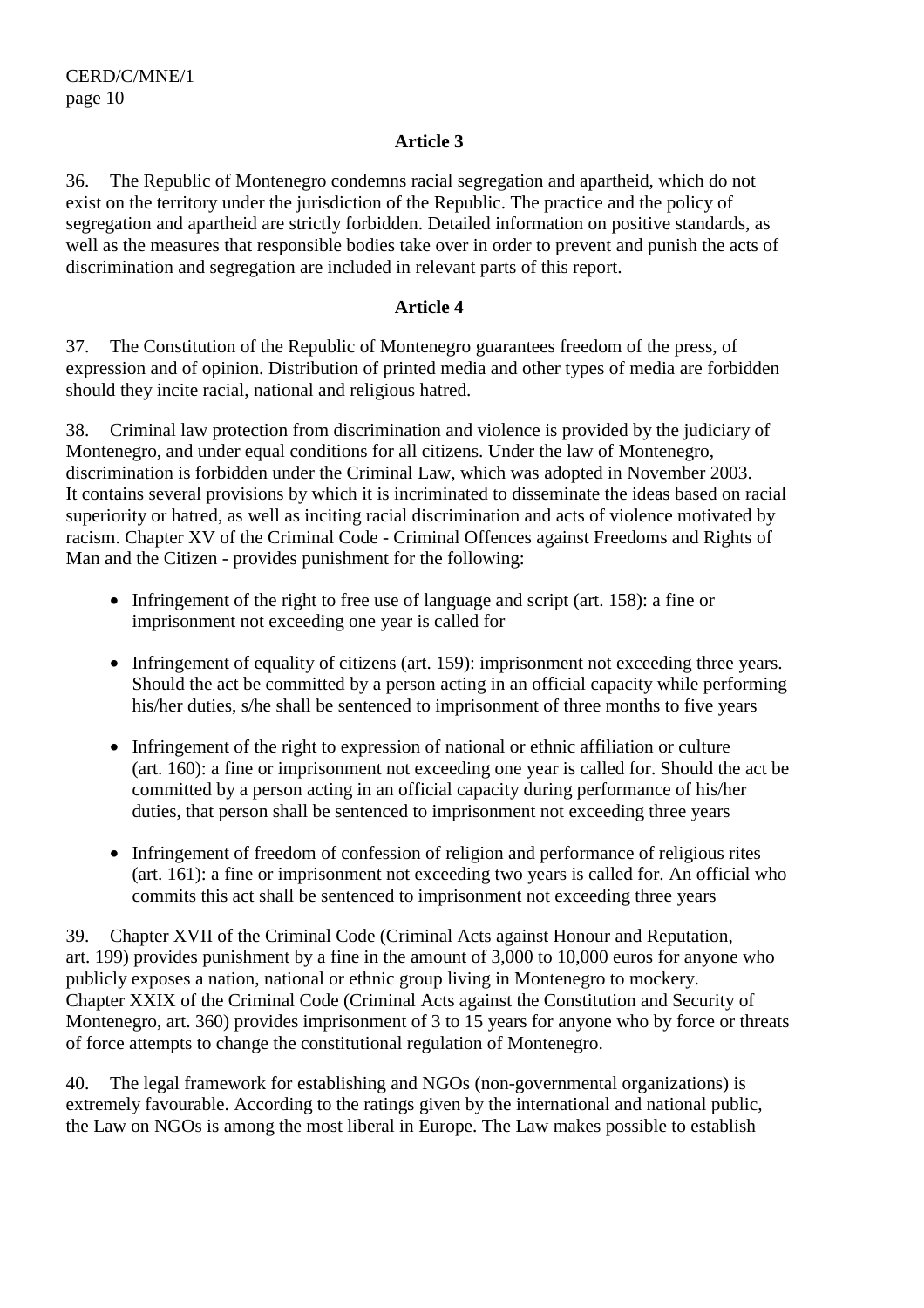## Article 3

36. The Republic of Montenegro condemns racial segregation and apartheid, which do not exist on the territory under the jurisdiction of the Republic. The practice and the policy of segregation and apartheid are strictly forbidden. Detailed information on positive standards, as well as the measures that responsible bodies take over in order to prevent and punish the acts of discrimination and segregation are included in relevant parts of this report.

## Article 4

37. The Constitution of the Republic of Montenegro guarantees freedom of the press, of expression and of opinion. Distribution of printed media and other types of media are forbidden should they incite racial, national and religious hatred.

38. Criminal law protection from discrimination and violence is provided by the judiciary of Montenegro, and under equal conditions for all citizens. Under the law of Montenegro, discrimination is forbidden under the Criminal Law, which was adopted in November 2003. It contains several provisions by which it is incriminated to disseminate the ideas based on racial superiority or hatred, as well as inciting racial discrimination and acts of violence motivated by racism. Chapter XV of the Criminal Code - Criminal Offences against Freedoms and Rights of Man and the Citizen - provides punishment for the following:

- Infringement of the right to free use of language and script (art. 158): a fine or imprisonment not exceeding one year is called for
- Infringement of equality of citizens (art. 159): imprisonment not exceeding three years. Should the act be committed by a person acting in an official capacity while performing his/her duties, s/he shall be sentenced to imprisonment of three months to five years
- Infringement of the right to expression of national or ethnic affiliation or culture (art. 160): a fine or imprisonment not exceeding one year is called for. Should the act be committed by a person acting in an official capacity during performance of his/her duties, that person shall be sentenced to imprisonment not exceeding three years
- Infringement of freedom of confession of religion and performance of religious rites (art. 161): a fine or imprisonment not exceeding two years is called for. An official who commits this act shall be sentenced to imprisonment not exceeding three years

39. Chapter XVII of the Criminal Code (Criminal Acts against Honour and Reputation, art. 199) provides punishment by a fine in the amount of 3,000 to 10,000 euros for anyone who publicly exposes a nation, national or ethnic group living in Montenegro to mockery. Chapter XXIX of the Criminal Code (Criminal Acts against the Constitution and Security of Montenegro, art. 360) provides imprisonment of 3 to 15 years for anyone who by force or threats of force attempts to change the constitutional regulation of Montenegro.

40. The legal framework for establishing and NGOs (non-governmental organizations) is extremely favourable. According to the ratings given by the international and national public, the Law on NGOs is among the most liberal in Europe. The Law makes possible to establish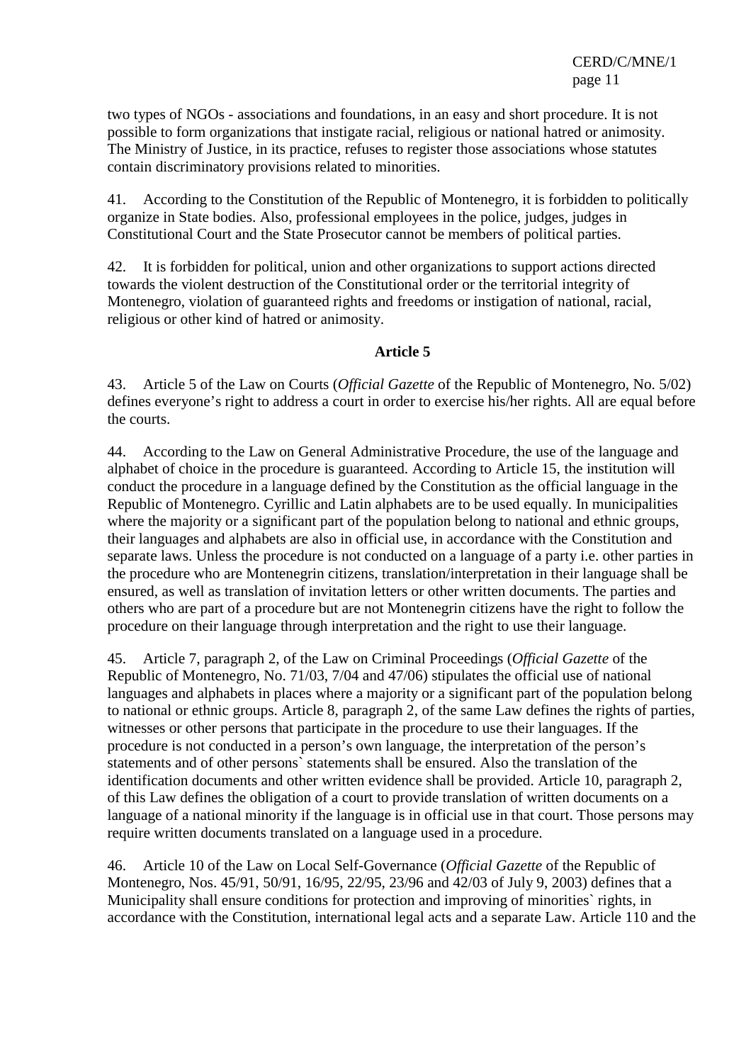two types of NGOs - associations and foundations, in an easy and short procedure. It is not possible to form organizations that instigate racial, religious or national hatred or animosity. The Ministry of Justice, in its practice, refuses to register those associations whose statutes contain discriminatory provisions related to minorities.

41. According to the Constitution of the Republic of Montenegro, it is forbidden to politically organize in State bodies. Also, professional employees in the police, judges, judges in Constitutional Court and the State Prosecutor cannot be members of political parties.

42. It is forbidden for political, union and other organizations to support actions directed towards the violent destruction of the Constitutional order or the territorial integrity of Montenegro, violation of guaranteed rights and freedoms or instigation of national, racial, religious or other kind of hatred or animosity.

**Article 5**

43. Article 5 of the Law on Courts (*Official Gazette* of the Republic of Montenegro, No. 5/02) defines everyone's right to address a court in order to exercise his/her rights. All are equal before the courts.

44. According to the Law on General Administrative Procedure, the use of the language and alphabet of choice in the procedure is guaranteed. According to Article 15, the institution will conduct the procedure in a language defined by the Constitution as the official language in the Republic of Montenegro. Cyrillic and Latin alphabets are to be used equally. In municipalities where the majority or a significant part of the population belong to national and ethnic groups, their languages and alphabets are also in official use, in accordance with the Constitution and separate laws. Unless the procedure is not conducted on a language of a party i.e. other parties in the procedure who are Montenegrin citizens, translation/interpretation in their language shall be ensured, as well as translation of invitation letters or other written documents. The parties and others who are part of a procedure but are not Montenegrin citizens have the right to follow the procedure on their language through interpretation and the right to use their language.

45. Article 7, paragraph 2, of the Law on Criminal Proceedings (*Official Gazette* of the Republic of Montenegro, No. 71/03, 7/04 and 47/06) stipulates the official use of national languages and alphabets in places where a majority or a significant part of the population belong to national or ethnic groups. Article 8, paragraph 2, of the same Law defines the rights of parties, witnesses or other persons that participate in the procedure to use their languages. If the procedure is not conducted in a person's own language, the interpretation of the person's statements and of other persons` statements shall be ensured. Also the translation of the identification documents and other written evidence shall be provided. Article 10, paragraph 2, of this Law defines the obligation of a court to provide translation of written documents on a language of a national minority if the language is in official use in that court. Those persons may require written documents translated on a language used in a procedure.

46. Article 10 of the Law on Local Self-Governance (*Official Gazette* of the Republic of Montenegro, Nos. 45/91, 50/91, 16/95, 22/95, 23/96 and 42/03 of July 9, 2003) defines that a Municipality shall ensure conditions for protection and improving of minorities` rights, in accordance with the Constitution, international legal acts and a separate Law. Article 110 and the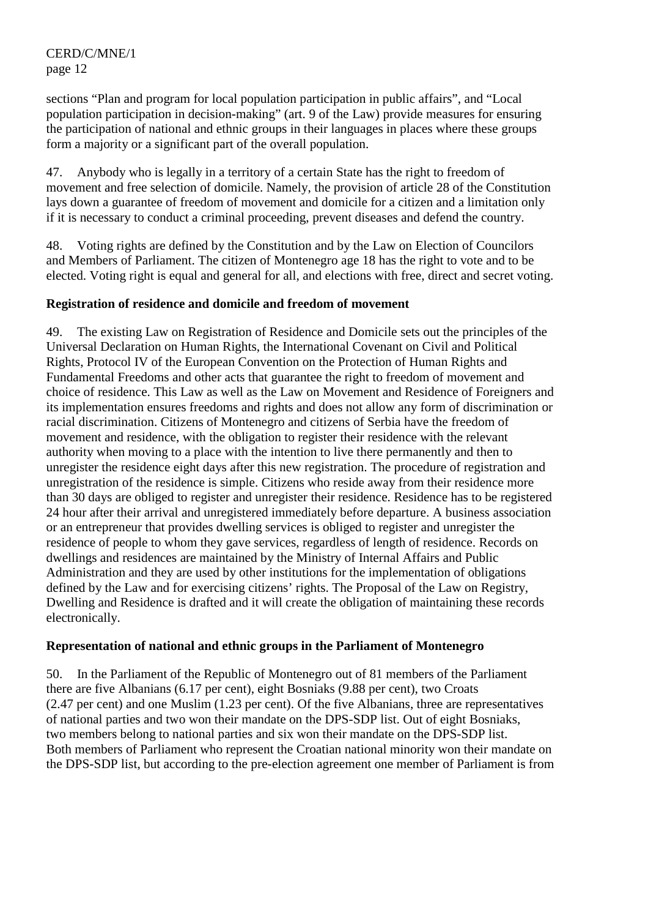sections “Plan and program for local population participation in public affairs”, and “Local population participation in decision-making” (art. 9 of the Law) provide measures for ensuring the participation of national and ethnic groups in their languages in places where these groups form a majority or a significant part of the overall population.

47. Anybody who is legally in a territory of a certain State has the right to freedom of movement and free selection of domicile. Namely, the provision of article 28 of the Constitution lays down a guarantee of freedom of movement and domicile for a citizen and a limitation only if it is necessary to conduct a criminal proceeding, prevent diseases and defend the country.

48. Voting rights are defined by the Constitution and by the Law on Election of Councilors and Members of Parliament. The citizen of Montenegro age 18 has the right to vote and to be elected. Voting right is equal and general for all, and elections with free, direct and secret voting.

**Registration of residence and domicile and freedom of movement**

49. The existing Law on Registration of Residence and Domicile sets out the principles of the Universal Declaration on Human Rights, the International Covenant on Civil and Political Rights, Protocol IV of the European Convention on the Protection of Human Rights and Fundamental Freedoms and other acts that guarantee the right to freedom of movement and choice of residence. This Law as well as the Law on Movement and Residence of Foreigners and its implementation ensures freedoms and rights and does not allow any form of discrimination or racial discrimination. Citizens of Montenegro and citizens of Serbia have the freedom of movement and residence, with the obligation to register their residence with the relevant authority when moving to a place with the intention to live there permanently and then to unregister the residence eight days after this new registration. The procedure of registration and unregistration of the residence is simple. Citizens who reside away from their residence more than 30 days are obliged to register and unregister their residence. Residence has to be registered 24 hour after their arrival and unregistered immediately before departure. A business association or an entrepreneur that provides dwelling services is obliged to register and unregister the residence of people to whom they gave services, regardless of length of residence. Records on dwellings and residences are maintained by the Ministry of Internal Affairs and Public Administration and they are used by other institutions for the implementation of obligations defined by the Law and for exercising citizens’ rights. The Proposal of the Law on Registry, Dwelling and Residence is drafted and it will create the obligation of maintaining these records electronically.

**Representation of national and ethnic groups in the Parliament of Montenegro**

50. In the Parliament of the Republic of Montenegro out of 81 members of the Parliament there are five Albanians (6.17 per cent), eight Bosniaks (9.88 per cent), two Croats (2.47 per cent) and one Muslim (1.23 per cent). Of the five Albanians, three are representatives of national parties and two won their mandate on the DPS-SDP list. Out of eight Bosniaks, two members belong to national parties and six won their mandate on the DPS-SDP list. Both members of Parliament who represent the Croatian national minority won their mandate on the DPS-SDP list, but according to the pre-election agreement one member of Parliament is from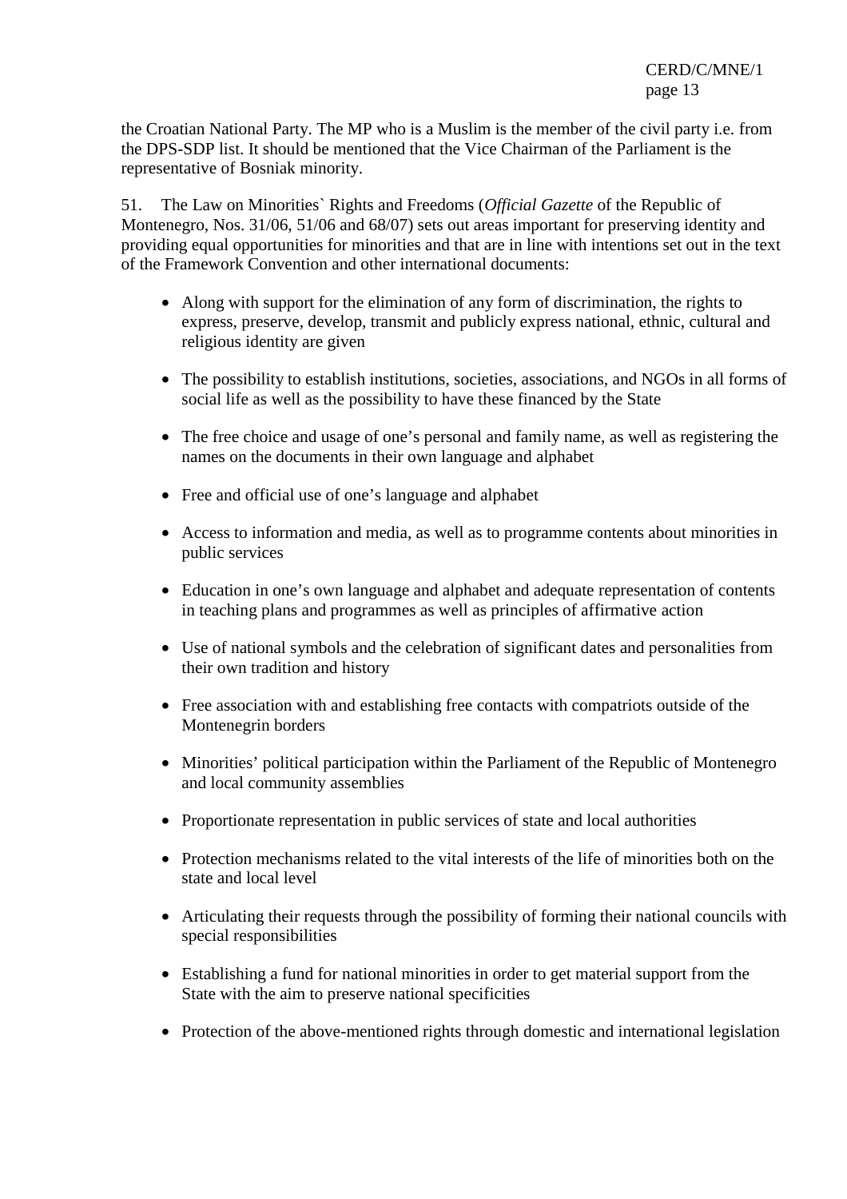the Croatian National Party. The MP who is a Muslim is the member of the civil party i.e. from the DPS-SDP list. It should be mentioned that the Vice Chairman of the Parliament is the representative of Bosniak minority.

51. The Law on Minorities` Rights and Freedoms (*Official Gazette* of the Republic of Montenegro, Nos. 31/06, 51/06 and 68/07) sets out areas important for preserving identity and providing equal opportunities for minorities and that are in line with intentions set out in the text of the Framework Convention and other international documents:

- Along with support for the elimination of any form of discrimination, the rights to express, preserve, develop, transmit and publicly express national, ethnic, cultural and religious identity are given
- The possibility to establish institutions, societies, associations, and NGOs in all forms of social life as well as the possibility to have these financed by the State
- The free choice and usage of one's personal and family name, as well as registering the names on the documents in their own language and alphabet
- Free and official use of one's language and alphabet
- Access to information and media, as well as to programme contents about minorities in public services
- Education in one's own language and alphabet and adequate representation of contents in teaching plans and programmes as well as principles of affirmative action
- Use of national symbols and the celebration of significant dates and personalities from their own tradition and history
- Free association with and establishing free contacts with compatriots outside of the Montenegrin borders
- Minorities' political participation within the Parliament of the Republic of Montenegro and local community assemblies
- Proportionate representation in public services of state and local authorities
- Protection mechanisms related to the vital interests of the life of minorities both on the state and local level
- Articulating their requests through the possibility of forming their national councils with special responsibilities
- Establishing a fund for national minorities in order to get material support from the State with the aim to preserve national specificities
- Protection of the above-mentioned rights through domestic and international legislation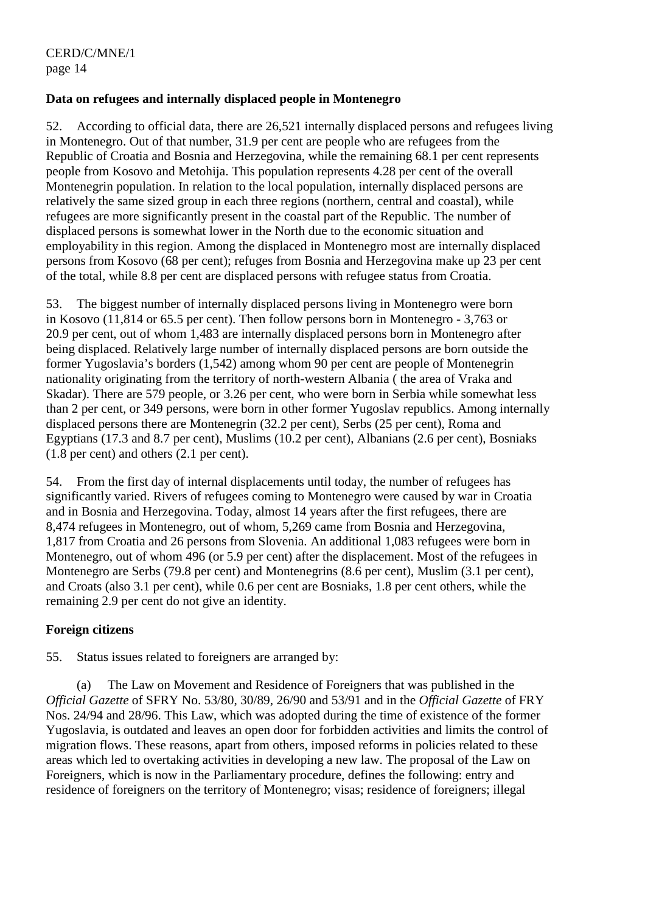**Data on refugees and internally displaced people in Montenegro**

52. According to official data, there are 26,521 internally displaced persons and refugees living in Montenegro. Out of that number, 31.9 per cent are people who are refugees from the Republic of Croatia and Bosnia and Herzegovina, while the remaining 68.1 per cent represents people from Kosovo and Metohija. This population represents 4.28 per cent of the overall Montenegrin population. In relation to the local population, internally displaced persons are relatively the same sized group in each three regions (northern, central and coastal), while refugees are more significantly present in the coastal part of the Republic. The number of displaced persons is somewhat lower in the North due to the economic situation and employability in this region. Among the displaced in Montenegro most are internally displaced persons from Kosovo (68 per cent); refuges from Bosnia and Herzegovina make up 23 per cent of the total, while 8.8 per cent are displaced persons with refugee status from Croatia.

53. The biggest number of internally displaced persons living in Montenegro were born in Kosovo (11,814 or 65.5 per cent). Then follow persons born in Montenegro - 3,763 or 20.9 per cent, out of whom 1,483 are internally displaced persons born in Montenegro after being displaced. Relatively large number of internally displaced persons are born outside the former Yugoslavia's borders (1,542) among whom 90 per cent are people of Montenegrin nationality originating from the territory of north-western Albania ( the area of Vraka and Skadar). There are 579 people, or 3.26 per cent, who were born in Serbia while somewhat less than 2 per cent, or 349 persons, were born in other former Yugoslav republics. Among internally displaced persons there are Montenegrin (32.2 per cent), Serbs (25 per cent), Roma and Egyptians (17.3 and 8.7 per cent), Muslims (10.2 per cent), Albanians (2.6 per cent), Bosniaks (1.8 per cent) and others (2.1 per cent).

54. From the first day of internal displacements until today, the number of refugees has significantly varied. Rivers of refugees coming to Montenegro were caused by war in Croatia and in Bosnia and Herzegovina. Today, almost 14 years after the first refugees, there are 8,474 refugees in Montenegro, out of whom, 5,269 came from Bosnia and Herzegovina, 1,817 from Croatia and 26 persons from Slovenia. An additional 1,083 refugees were born in Montenegro, out of whom 496 (or 5.9 per cent) after the displacement. Most of the refugees in Montenegro are Serbs (79.8 per cent) and Montenegrins (8.6 per cent), Muslim (3.1 per cent), and Croats (also 3.1 per cent), while 0.6 per cent are Bosniaks, 1.8 per cent others, while the remaining 2.9 per cent do not give an identity.

**Foreign citizens**

55. Status issues related to foreigners are arranged by:

(a) The Law on Movement and Residence of Foreigners that was published in the *Official Gazette* of SFRY No. 53/80, 30/89, 26/90 and 53/91 and in the *Official Gazette* of FRY Nos. 24/94 and 28/96. This Law, which was adopted during the time of existence of the former Yugoslavia, is outdated and leaves an open door for forbidden activities and limits the control of migration flows. These reasons, apart from others, imposed reforms in policies related to these areas which led to overtaking activities in developing a new law. The proposal of the Law on Foreigners, which is now in the Parliamentary procedure, defines the following: entry and residence of foreigners on the territory of Montenegro; visas; residence of foreigners; illegal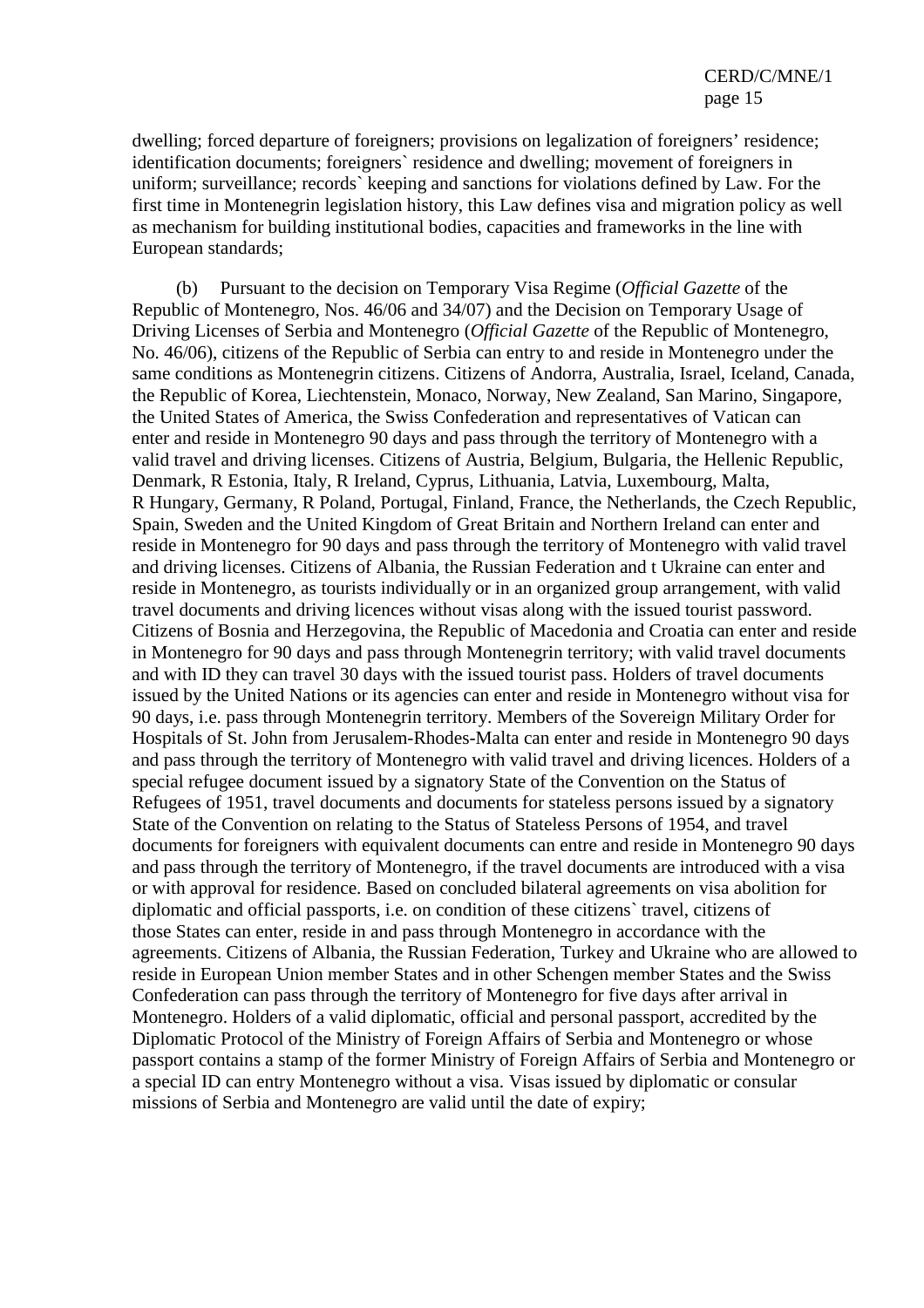dwelling; forced departure of foreigners; provisions on legalization of foreigners' residence; identification documents; foreigners` residence and dwelling; movement of foreigners in uniform; surveillance; records` keeping and sanctions for violations defined by Law. For the first time in Montenegrin legislation history, this Law defines visa and migration policy as well as mechanism for building institutional bodies, capacities and frameworks in the line with European standards;

(b) Pursuant to the decision on Temporary Visa Regime (*Official Gazette* of the Republic of Montenegro, Nos. 46/06 and 34/07) and the Decision on Temporary Usage of Driving Licenses of Serbia and Montenegro (*Official Gazette* of the Republic of Montenegro, No. 46/06), citizens of the Republic of Serbia can entry to and reside in Montenegro under the same conditions as Montenegrin citizens. Citizens of Andorra, Australia, Israel, Iceland, Canada, the Republic of Korea, Liechtenstein, Monaco, Norway, New Zealand, San Marino, Singapore, the United States of America, the Swiss Confederation and representatives of Vatican can enter and reside in Montenegro 90 days and pass through the territory of Montenegro with a valid travel and driving licenses. Citizens of Austria, Belgium, Bulgaria, the Hellenic Republic, Denmark, R Estonia, Italy, R Ireland, Cyprus, Lithuania, Latvia, Luxembourg, Malta, R Hungary, Germany, R Poland, Portugal, Finland, France, the Netherlands, the Czech Republic, Spain, Sweden and the United Kingdom of Great Britain and Northern Ireland can enter and reside in Montenegro for 90 days and pass through the territory of Montenegro with valid travel and driving licenses. Citizens of Albania, the Russian Federation and t Ukraine can enter and reside in Montenegro, as tourists individually or in an organized group arrangement, with valid travel documents and driving licences without visas along with the issued tourist password. Citizens of Bosnia and Herzegovina, the Republic of Macedonia and Croatia can enter and reside in Montenegro for 90 days and pass through Montenegrin territory; with valid travel documents and with ID they can travel 30 days with the issued tourist pass. Holders of travel documents issued by the United Nations or its agencies can enter and reside in Montenegro without visa for 90 days, i.e. pass through Montenegrin territory. Members of the Sovereign Military Order for Hospitals of St. John from Jerusalem-Rhodes-Malta can enter and reside in Montenegro 90 days and pass through the territory of Montenegro with valid travel and driving licences. Holders of a special refugee document issued by a signatory State of the Convention on the Status of Refugees of 1951, travel documents and documents for stateless persons issued by a signatory State of the Convention on relating to the Status of Stateless Persons of 1954, and travel documents for foreigners with equivalent documents can entre and reside in Montenegro 90 days and pass through the territory of Montenegro, if the travel documents are introduced with a visa or with approval for residence. Based on concluded bilateral agreements on visa abolition for diplomatic and official passports, i.e. on condition of these citizens` travel, citizens of those States can enter, reside in and pass through Montenegro in accordance with the agreements. Citizens of Albania, the Russian Federation, Turkey and Ukraine who are allowed to reside in European Union member States and in other Schengen member States and the Swiss Confederation can pass through the territory of Montenegro for five days after arrival in Montenegro. Holders of a valid diplomatic, official and personal passport, accredited by the Diplomatic Protocol of the Ministry of Foreign Affairs of Serbia and Montenegro or whose passport contains a stamp of the former Ministry of Foreign Affairs of Serbia and Montenegro or a special ID can entry Montenegro without a visa. Visas issued by diplomatic or consular missions of Serbia and Montenegro are valid until the date of expiry;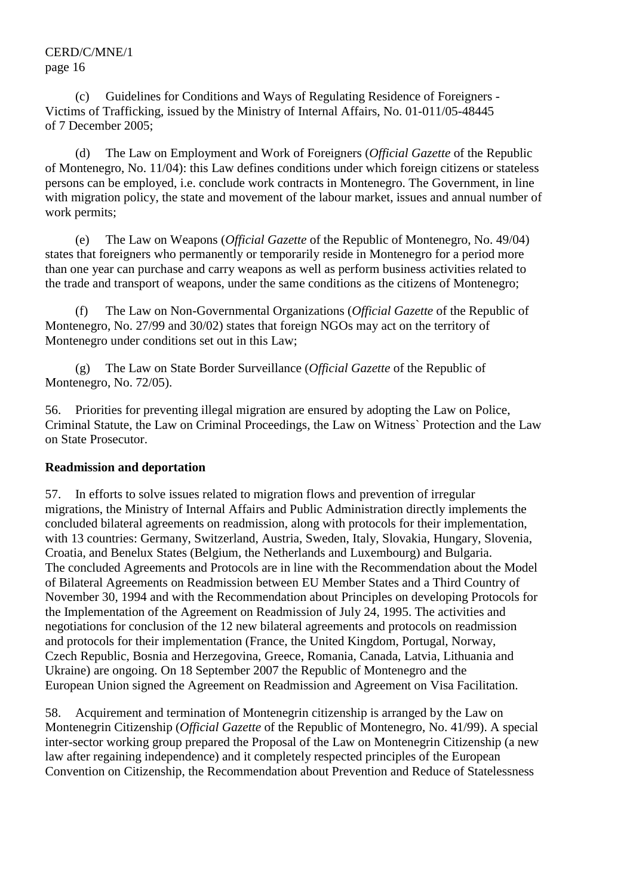(c) Guidelines for Conditions and Ways of Regulating Residence of Foreigners - Victims of Trafficking, issued by the Ministry of Internal Affairs, No. 01-011/05-48445 of 7 December 2005;

(d) The Law on Employment and Work of Foreigners (*Official Gazette* of the Republic of Montenegro, No. 11/04): this Law defines conditions under which foreign citizens or stateless persons can be employed, i.e. conclude work contracts in Montenegro. The Government, in line with migration policy, the state and movement of the labour market, issues and annual number of work permits;

(e) The Law on Weapons (*Official Gazette* of the Republic of Montenegro, No. 49/04) states that foreigners who permanently or temporarily reside in Montenegro for a period more than one year can purchase and carry weapons as well as perform business activities related to the trade and transport of weapons, under the same conditions as the citizens of Montenegro;

(f) The Law on Non-Governmental Organizations (*Official Gazette* of the Republic of Montenegro, No. 27/99 and 30/02) states that foreign NGOs may act on the territory of Montenegro under conditions set out in this Law;

(g) The Law on State Border Surveillance (*Official Gazette* of the Republic of Montenegro, No. 72/05).

56. Priorities for preventing illegal migration are ensured by adopting the Law on Police, Criminal Statute, the Law on Criminal Proceedings, the Law on Witness` Protection and the Law on State Prosecutor.

**Readmission and deportation**

57. In efforts to solve issues related to migration flows and prevention of irregular migrations, the Ministry of Internal Affairs and Public Administration directly implements the concluded bilateral agreements on readmission, along with protocols for their implementation, with 13 countries: Germany, Switzerland, Austria, Sweden, Italy, Slovakia, Hungary, Slovenia, Croatia, and Benelux States (Belgium, the Netherlands and Luxembourg) and Bulgaria. The concluded Agreements and Protocols are in line with the Recommendation about the Model of Bilateral Agreements on Readmission between EU Member States and a Third Country of November 30, 1994 and with the Recommendation about Principles on developing Protocols for the Implementation of the Agreement on Readmission of July 24, 1995. The activities and negotiations for conclusion of the 12 new bilateral agreements and protocols on readmission and protocols for their implementation (France, the United Kingdom, Portugal, Norway, Czech Republic, Bosnia and Herzegovina, Greece, Romania, Canada, Latvia, Lithuania and Ukraine) are ongoing. On 18 September 2007 the Republic of Montenegro and the European Union signed the Agreement on Readmission and Agreement on Visa Facilitation.

58. Acquirement and termination of Montenegrin citizenship is arranged by the Law on Montenegrin Citizenship (*Official Gazette* of the Republic of Montenegro, No. 41/99). A special inter-sector working group prepared the Proposal of the Law on Montenegrin Citizenship (a new law after regaining independence) and it completely respected principles of the European Convention on Citizenship, the Recommendation about Prevention and Reduce of Statelessness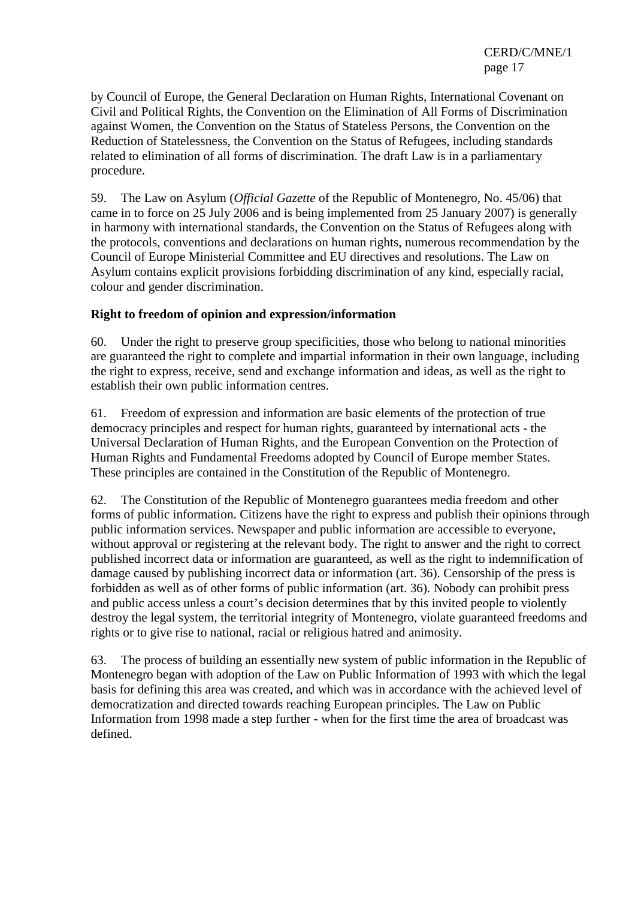by Council of Europe, the General Declaration on Human Rights, International Covenant on Civil and Political Rights, the Convention on the Elimination of All Forms of Discrimination against Women, the Convention on the Status of Stateless Persons, the Convention on the Reduction of Statelessness, the Convention on the Status of Refugees, including standards related to elimination of all forms of discrimination. The draft Law is in a parliamentary procedure.

59. The Law on Asylum (*Official Gazette* of the Republic of Montenegro, No. 45/06) that came in to force on 25 July 2006 and is being implemented from 25 January 2007) is generally in harmony with international standards, the Convention on the Status of Refugees along with the protocols, conventions and declarations on human rights, numerous recommendation by the Council of Europe Ministerial Committee and EU directives and resolutions. The Law on Asylum contains explicit provisions forbidding discrimination of any kind, especially racial, colour and gender discrimination.

**Right to freedom of opinion and expression/information**

60. Under the right to preserve group specificities, those who belong to national minorities are guaranteed the right to complete and impartial information in their own language, including the right to express, receive, send and exchange information and ideas, as well as the right to establish their own public information centres.

61. Freedom of expression and information are basic elements of the protection of true democracy principles and respect for human rights, guaranteed by international acts - the Universal Declaration of Human Rights, and the European Convention on the Protection of Human Rights and Fundamental Freedoms adopted by Council of Europe member States. These principles are contained in the Constitution of the Republic of Montenegro.

62. The Constitution of the Republic of Montenegro guarantees media freedom and other forms of public information. Citizens have the right to express and publish their opinions through public information services. Newspaper and public information are accessible to everyone, without approval or registering at the relevant body. The right to answer and the right to correct published incorrect data or information are guaranteed, as well as the right to indemnification of damage caused by publishing incorrect data or information (art. 36). Censorship of the press is forbidden as well as of other forms of public information (art. 36). Nobody can prohibit press and public access unless a court's decision determines that by this invited people to violently destroy the legal system, the territorial integrity of Montenegro, violate guaranteed freedoms and rights or to give rise to national, racial or religious hatred and animosity.

63. The process of building an essentially new system of public information in the Republic of Montenegro began with adoption of the Law on Public Information of 1993 with which the legal basis for defining this area was created, and which was in accordance with the achieved level of democratization and directed towards reaching European principles. The Law on Public Information from 1998 made a step further - when for the first time the area of broadcast was defined.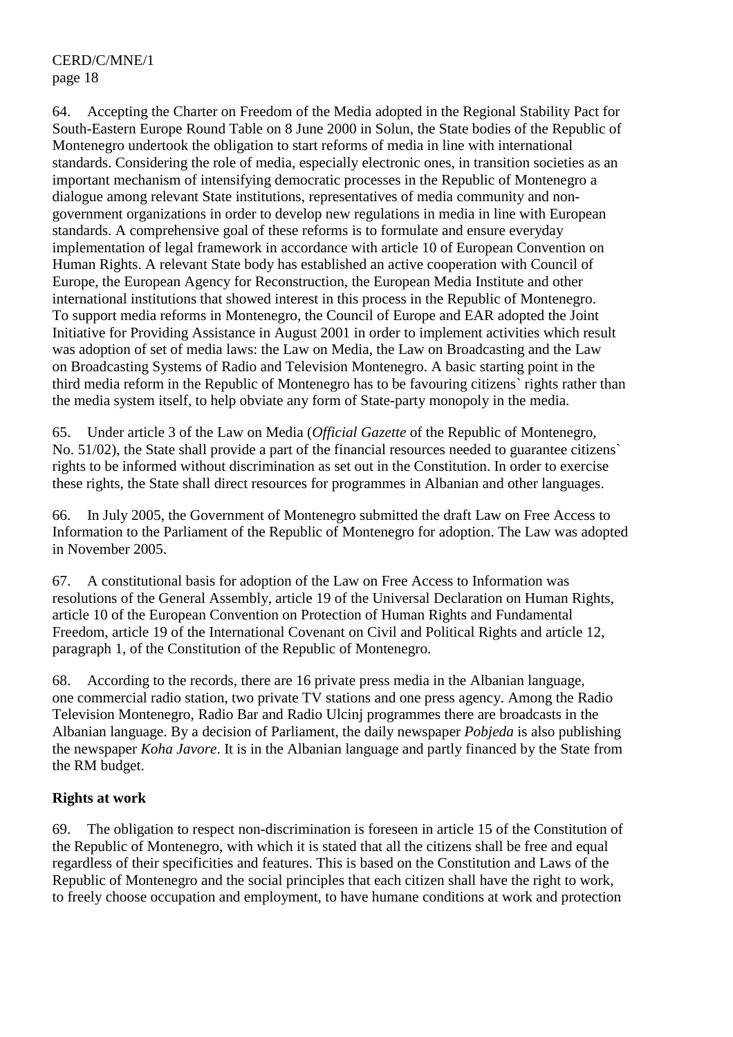64. Accepting the Charter on Freedom of the Media adopted in the Regional Stability Pact for South-Eastern Europe Round Table on 8 June 2000 in Solun, the State bodies of the Republic of Montenegro undertook the obligation to start reforms of media in line with international standards. Considering the role of media, especially electronic ones, in transition societies as an important mechanism of intensifying democratic processes in the Republic of Montenegro a dialogue among relevant State institutions, representatives of media community and non-government organizations in order to develop new regulations in media in line with European standards. A comprehensive goal of these reforms is to formulate and ensure everyday implementation of legal framework in accordance with article 10 of European Convention on Human Rights. A relevant State body has established an active cooperation with Council of Europe, the European Agency for Reconstruction, the European Media Institute and other international institutions that showed interest in this process in the Republic of Montenegro. To support media reforms in Montenegro, the Council of Europe and EAR adopted the Joint Initiative for Providing Assistance in August 2001 in order to implement activities which result was adoption of set of media laws: the Law on Media, the Law on Broadcasting and the Law on Broadcasting Systems of Radio and Television Montenegro. A basic starting point in the third media reform in the Republic of Montenegro has to be favouring citizens` rights rather than the media system itself, to help obviate any form of State-party monopoly in the media.

65. Under article 3 of the Law on Media (*Official Gazette* of the Republic of Montenegro, No. 51/02), the State shall provide a part of the financial resources needed to guarantee citizens` rights to be informed without discrimination as set out in the Constitution. In order to exercise these rights, the State shall direct resources for programmes in Albanian and other languages.

66. In July 2005, the Government of Montenegro submitted the draft Law on Free Access to Information to the Parliament of the Republic of Montenegro for adoption. The Law was adopted in November 2005.

67. A constitutional basis for adoption of the Law on Free Access to Information was resolutions of the General Assembly, article 19 of the Universal Declaration on Human Rights, article 10 of the European Convention on Protection of Human Rights and Fundamental Freedom, article 19 of the International Covenant on Civil and Political Rights and article 12, paragraph 1, of the Constitution of the Republic of Montenegro.

68. According to the records, there are 16 private press media in the Albanian language, one commercial radio station, two private TV stations and one press agency. Among the Radio Television Montenegro, Radio Bar and Radio Ulcinj programmes there are broadcasts in the Albanian language. By a decision of Parliament, the daily newspaper *Pobjeda* is also publishing the newspaper *Koha Javore*. It is in the Albanian language and partly financed by the State from the RM budget.

**Rights at work**

69. The obligation to respect non-discrimination is foreseen in article 15 of the Constitution of the Republic of Montenegro, with which it is stated that all the citizens shall be free and equal regardless of their specificities and features. This is based on the Constitution and Laws of the Republic of Montenegro and the social principles that each citizen shall have the right to work, to freely choose occupation and employment, to have humane conditions at work and protection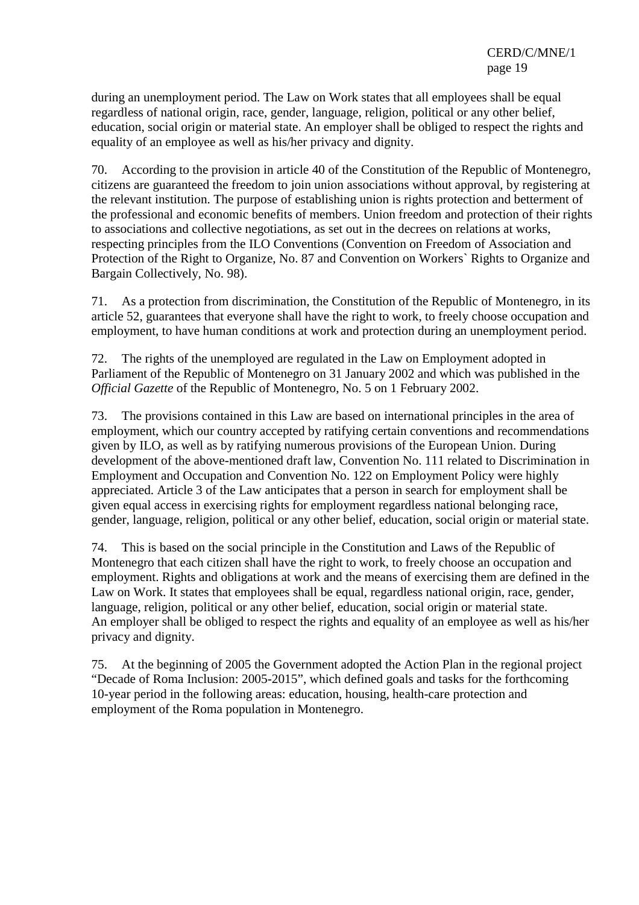during an unemployment period. The Law on Work states that all employees shall be equal regardless of national origin, race, gender, language, religion, political or any other belief, education, social origin or material state. An employer shall be obliged to respect the rights and equality of an employee as well as his/her privacy and dignity.

70. According to the provision in article 40 of the Constitution of the Republic of Montenegro, citizens are guaranteed the freedom to join union associations without approval, by registering at the relevant institution. The purpose of establishing union is rights protection and betterment of the professional and economic benefits of members. Union freedom and protection of their rights to associations and collective negotiations, as set out in the decrees on relations at works, respecting principles from the ILO Conventions (Convention on Freedom of Association and Protection of the Right to Organize, No. 87 and Convention on Workers` Rights to Organize and Bargain Collectively, No. 98).

71. As a protection from discrimination, the Constitution of the Republic of Montenegro, in its article 52, guarantees that everyone shall have the right to work, to freely choose occupation and employment, to have human conditions at work and protection during an unemployment period.

72. The rights of the unemployed are regulated in the Law on Employment adopted in Parliament of the Republic of Montenegro on 31 January 2002 and which was published in the *Official Gazette* of the Republic of Montenegro, No. 5 on 1 February 2002.

73. The provisions contained in this Law are based on international principles in the area of employment, which our country accepted by ratifying certain conventions and recommendations given by ILO, as well as by ratifying numerous provisions of the European Union. During development of the above-mentioned draft law, Convention No. 111 related to Discrimination in Employment and Occupation and Convention No. 122 on Employment Policy were highly appreciated. Article 3 of the Law anticipates that a person in search for employment shall be given equal access in exercising rights for employment regardless national belonging race, gender, language, religion, political or any other belief, education, social origin or material state.

74. This is based on the social principle in the Constitution and Laws of the Republic of Montenegro that each citizen shall have the right to work, to freely choose an occupation and employment. Rights and obligations at work and the means of exercising them are defined in the Law on Work. It states that employees shall be equal, regardless national origin, race, gender, language, religion, political or any other belief, education, social origin or material state. An employer shall be obliged to respect the rights and equality of an employee as well as his/her privacy and dignity.

75. At the beginning of 2005 the Government adopted the Action Plan in the regional project "Decade of Roma Inclusion: 2005-2015", which defined goals and tasks for the forthcoming 10-year period in the following areas: education, housing, health-care protection and employment of the Roma population in Montenegro.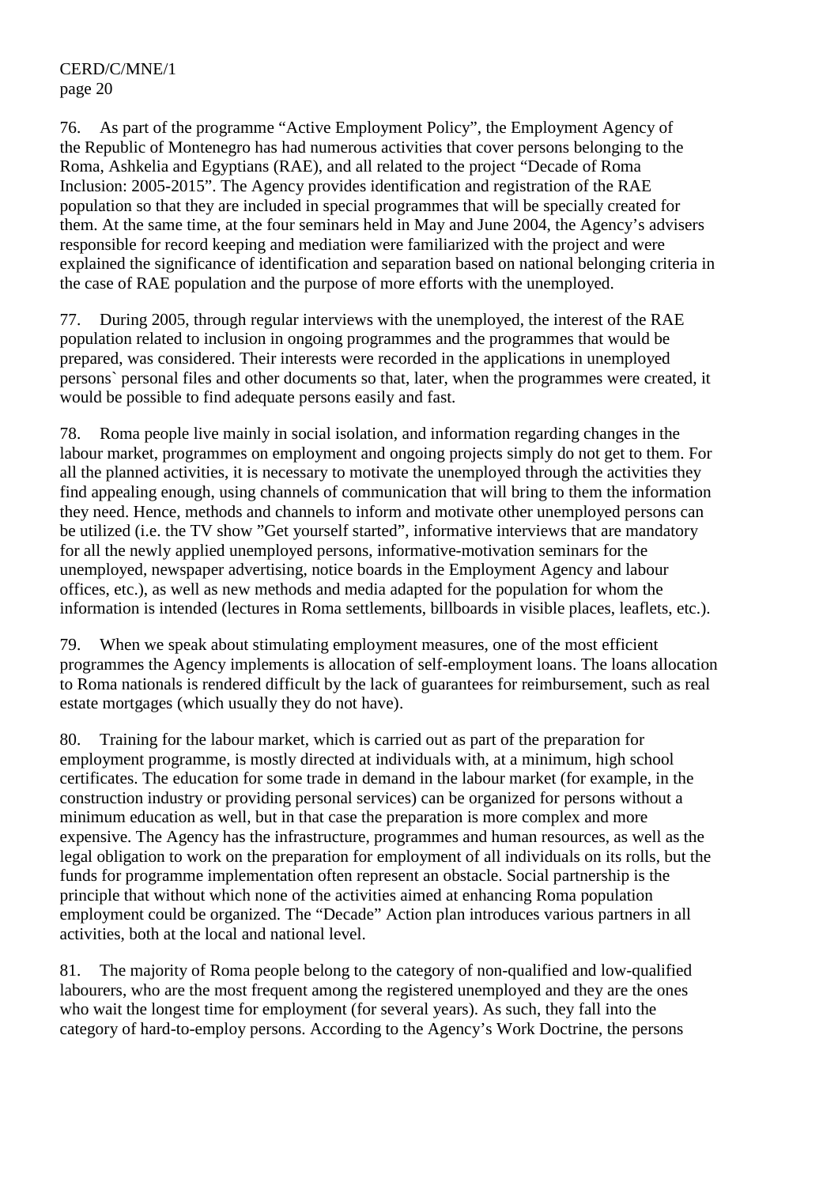76. As part of the programme "Active Employment Policy", the Employment Agency of the Republic of Montenegro has had numerous activities that cover persons belonging to the Roma, Ashkelia and Egyptians (RAE), and all related to the project "Decade of Roma Inclusion: 2005-2015". The Agency provides identification and registration of the RAE population so that they are included in special programmes that will be specially created for them. At the same time, at the four seminars held in May and June 2004, the Agency's advisers responsible for record keeping and mediation were familiarized with the project and were explained the significance of identification and separation based on national belonging criteria in the case of RAE population and the purpose of more efforts with the unemployed.

77. During 2005, through regular interviews with the unemployed, the interest of the RAE population related to inclusion in ongoing programmes and the programmes that would be prepared, was considered. Their interests were recorded in the applications in unemployed persons` personal files and other documents so that, later, when the programmes were created, it would be possible to find adequate persons easily and fast.

78. Roma people live mainly in social isolation, and information regarding changes in the labour market, programmes on employment and ongoing projects simply do not get to them. For all the planned activities, it is necessary to motivate the unemployed through the activities they find appealing enough, using channels of communication that will bring to them the information they need. Hence, methods and channels to inform and motivate other unemployed persons can be utilized (i.e. the TV show "Get yourself started", informative interviews that are mandatory for all the newly applied unemployed persons, informative-motivation seminars for the unemployed, newspaper advertising, notice boards in the Employment Agency and labour offices, etc.), as well as new methods and media adapted for the population for whom the information is intended (lectures in Roma settlements, billboards in visible places, leaflets, etc.).

79. When we speak about stimulating employment measures, one of the most efficient programmes the Agency implements is allocation of self-employment loans. The loans allocation to Roma nationals is rendered difficult by the lack of guarantees for reimbursement, such as real estate mortgages (which usually they do not have).

80. Training for the labour market, which is carried out as part of the preparation for employment programme, is mostly directed at individuals with, at a minimum, high school certificates. The education for some trade in demand in the labour market (for example, in the construction industry or providing personal services) can be organized for persons without a minimum education as well, but in that case the preparation is more complex and more expensive. The Agency has the infrastructure, programmes and human resources, as well as the legal obligation to work on the preparation for employment of all individuals on its rolls, but the funds for programme implementation often represent an obstacle. Social partnership is the principle that without which none of the activities aimed at enhancing Roma population employment could be organized. The "Decade" Action plan introduces various partners in all activities, both at the local and national level.

81. The majority of Roma people belong to the category of non-qualified and low-qualified labourers, who are the most frequent among the registered unemployed and they are the ones who wait the longest time for employment (for several years). As such, they fall into the category of hard-to-employ persons. According to the Agency's Work Doctrine, the persons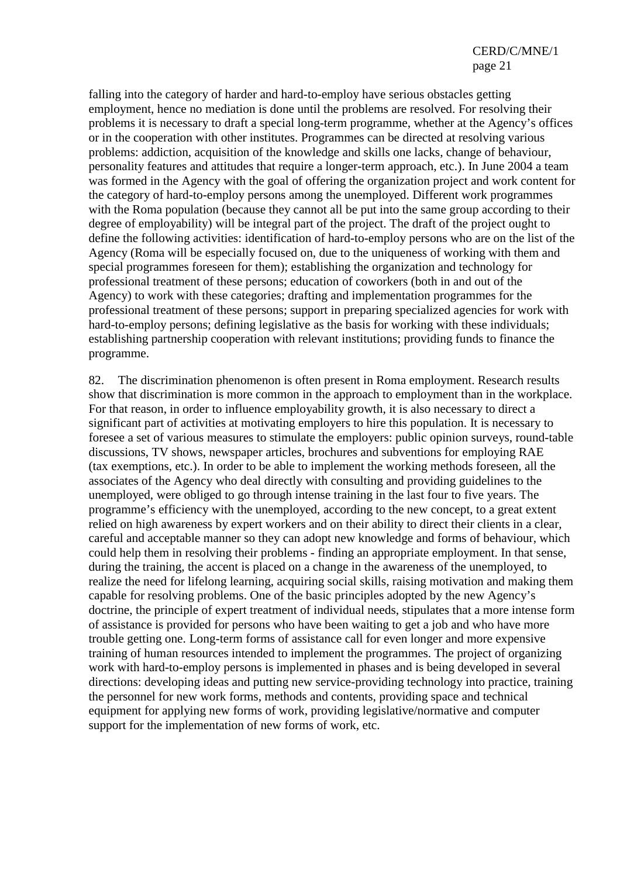falling into the category of harder and hard-to-employ have serious obstacles getting employment, hence no mediation is done until the problems are resolved. For resolving their problems it is necessary to draft a special long-term programme, whether at the Agency's offices or in the cooperation with other institutes. Programmes can be directed at resolving various problems: addiction, acquisition of the knowledge and skills one lacks, change of behaviour, personality features and attitudes that require a longer-term approach, etc.). In June 2004 a team was formed in the Agency with the goal of offering the organization project and work content for the category of hard-to-employ persons among the unemployed. Different work programmes with the Roma population (because they cannot all be put into the same group according to their degree of employability) will be integral part of the project. The draft of the project ought to define the following activities: identification of hard-to-employ persons who are on the list of the Agency (Roma will be especially focused on, due to the uniqueness of working with them and special programmes foreseen for them); establishing the organization and technology for professional treatment of these persons; education of coworkers (both in and out of the Agency) to work with these categories; drafting and implementation programmes for the professional treatment of these persons; support in preparing specialized agencies for work with hard-to-employ persons; defining legislative as the basis for working with these individuals; establishing partnership cooperation with relevant institutions; providing funds to finance the programme.

82. The discrimination phenomenon is often present in Roma employment. Research results show that discrimination is more common in the approach to employment than in the workplace. For that reason, in order to influence employability growth, it is also necessary to direct a significant part of activities at motivating employers to hire this population. It is necessary to foresee a set of various measures to stimulate the employers: public opinion surveys, round-table discussions, TV shows, newspaper articles, brochures and subventions for employing RAE (tax exemptions, etc.). In order to be able to implement the working methods foreseen, all the associates of the Agency who deal directly with consulting and providing guidelines to the unemployed, were obliged to go through intense training in the last four to five years. The programme's efficiency with the unemployed, according to the new concept, to a great extent relied on high awareness by expert workers and on their ability to direct their clients in a clear, careful and acceptable manner so they can adopt new knowledge and forms of behaviour, which could help them in resolving their problems - finding an appropriate employment. In that sense, during the training, the accent is placed on a change in the awareness of the unemployed, to realize the need for lifelong learning, acquiring social skills, raising motivation and making them capable for resolving problems. One of the basic principles adopted by the new Agency's doctrine, the principle of expert treatment of individual needs, stipulates that a more intense form of assistance is provided for persons who have been waiting to get a job and who have more trouble getting one. Long-term forms of assistance call for even longer and more expensive training of human resources intended to implement the programmes. The project of organizing work with hard-to-employ persons is implemented in phases and is being developed in several directions: developing ideas and putting new service-providing technology into practice, training the personnel for new work forms, methods and contents, providing space and technical equipment for applying new forms of work, providing legislative/normative and computer support for the implementation of new forms of work, etc.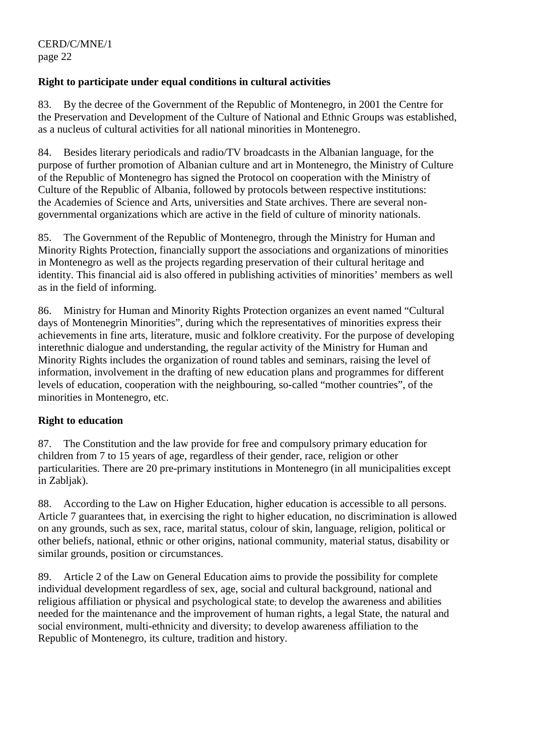**Right to participate under equal conditions in cultural activities**

83. By the decree of the Government of the Republic of Montenegro, in 2001 the Centre for the Preservation and Development of the Culture of National and Ethnic Groups was established, as a nucleus of cultural activities for all national minorities in Montenegro.

84. Besides literary periodicals and radio/TV broadcasts in the Albanian language, for the purpose of further promotion of Albanian culture and art in Montenegro, the Ministry of Culture of the Republic of Montenegro has signed the Protocol on cooperation with the Ministry of Culture of the Republic of Albania, followed by protocols between respective institutions: the Academies of Science and Arts, universities and State archives. There are several non-governmental organizations which are active in the field of culture of minority nationals.

85. The Government of the Republic of Montenegro, through the Ministry for Human and Minority Rights Protection, financially support the associations and organizations of minorities in Montenegro as well as the projects regarding preservation of their cultural heritage and identity. This financial aid is also offered in publishing activities of minorities' members as well as in the field of informing.

86. Ministry for Human and Minority Rights Protection organizes an event named "Cultural days of Montenegrin Minorities", during which the representatives of minorities express their achievements in fine arts, literature, music and folklore creativity. For the purpose of developing interethnic dialogue and understanding, the regular activity of the Ministry for Human and Minority Rights includes the organization of round tables and seminars, raising the level of information, involvement in the drafting of new education plans and programmes for different levels of education, cooperation with the neighbouring, so-called "mother countries", of the minorities in Montenegro, etc.

**Right to education**

87. The Constitution and the law provide for free and compulsory primary education for children from 7 to 15 years of age, regardless of their gender, race, religion or other particularities. There are 20 pre-primary institutions in Montenegro (in all municipalities except in Zabljak).

88. According to the Law on Higher Education, higher education is accessible to all persons. Article 7 guarantees that, in exercising the right to higher education, no discrimination is allowed on any grounds, such as sex, race, marital status, colour of skin, language, religion, political or other beliefs, national, ethnic or other origins, national community, material status, disability or similar grounds, position or circumstances.

89. Article 2 of the Law on General Education aims to provide the possibility for complete individual development regardless of sex, age, social and cultural background, national and religious affiliation or physical and psychological state; to develop the awareness and abilities needed for the maintenance and the improvement of human rights, a legal State, the natural and social environment, multi-ethnicity and diversity; to develop awareness affiliation to the Republic of Montenegro, its culture, tradition and history.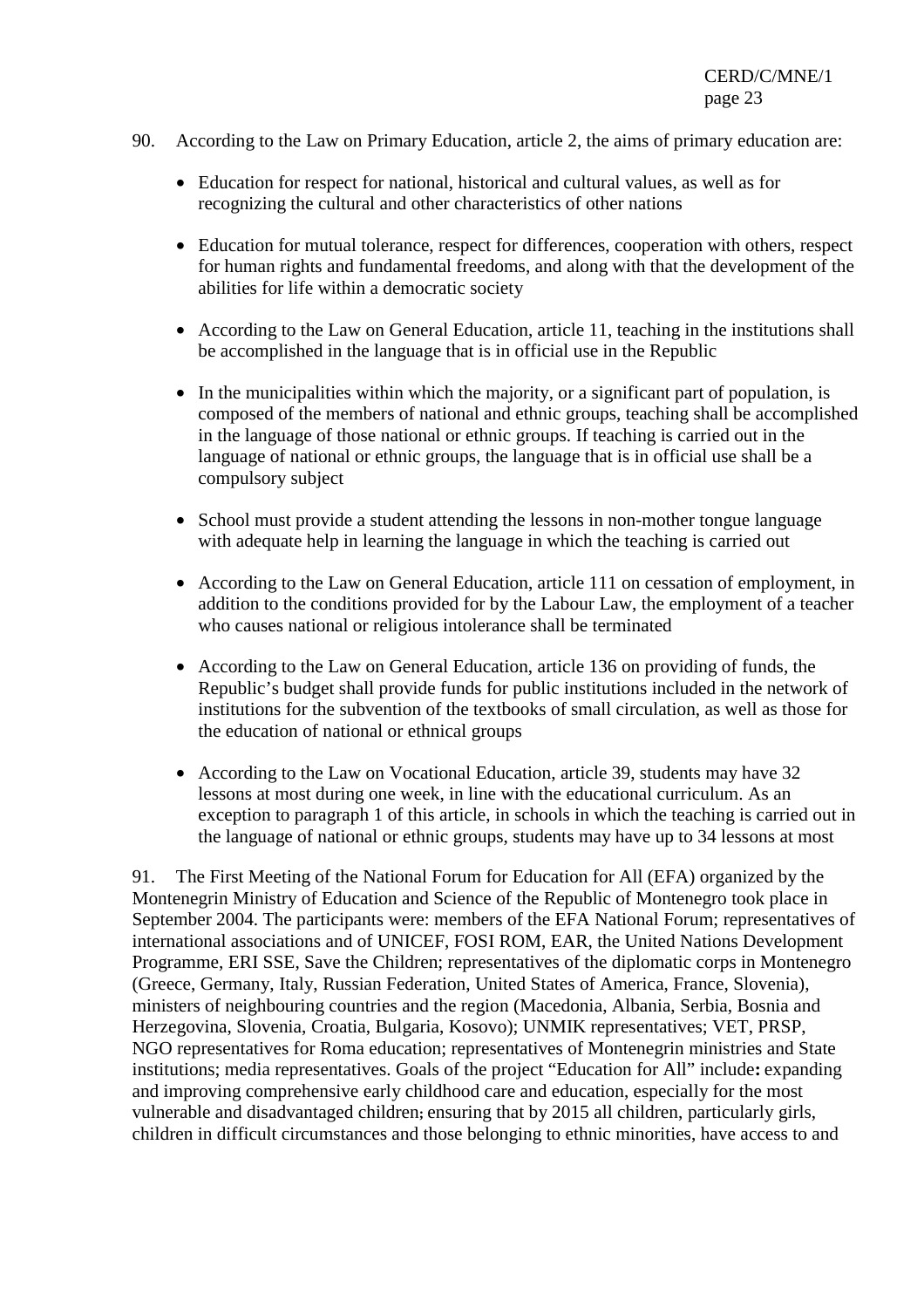90. According to the Law on Primary Education, article 2, the aims of primary education are:

- Education for respect for national, historical and cultural values, as well as for recognizing the cultural and other characteristics of other nations
- Education for mutual tolerance, respect for differences, cooperation with others, respect for human rights and fundamental freedoms, and along with that the development of the abilities for life within a democratic society
- According to the Law on General Education, article 11, teaching in the institutions shall be accomplished in the language that is in official use in the Republic
- In the municipalities within which the majority, or a significant part of population, is composed of the members of national and ethnic groups, teaching shall be accomplished in the language of those national or ethnic groups. If teaching is carried out in the language of national or ethnic groups, the language that is in official use shall be a compulsory subject
- School must provide a student attending the lessons in non-mother tongue language with adequate help in learning the language in which the teaching is carried out
- According to the Law on General Education, article 111 on cessation of employment, in addition to the conditions provided for by the Labour Law, the employment of a teacher who causes national or religious intolerance shall be terminated
- According to the Law on General Education, article 136 on providing of funds, the Republic's budget shall provide funds for public institutions included in the network of institutions for the subvention of the textbooks of small circulation, as well as those for the education of national or ethnical groups
- According to the Law on Vocational Education, article 39, students may have 32 lessons at most during one week, in line with the educational curriculum. As an exception to paragraph 1 of this article, in schools in which the teaching is carried out in the language of national or ethnic groups, students may have up to 34 lessons at most

91. The First Meeting of the National Forum for Education for All (EFA) organized by the Montenegrin Ministry of Education and Science of the Republic of Montenegro took place in September 2004. The participants were: members of the EFA National Forum; representatives of international associations and of UNICEF, FOSI ROM, EAR, the United Nations Development Programme, ERI SSE, Save the Children; representatives of the diplomatic corps in Montenegro (Greece, Germany, Italy, Russian Federation, United States of America, France, Slovenia), ministers of neighbouring countries and the region (Macedonia, Albania, Serbia, Bosnia and Herzegovina, Slovenia, Croatia, Bulgaria, Kosovo); UNMIK representatives; VET, PRSP, NGO representatives for Roma education; representatives of Montenegrin ministries and State institutions; media representatives. Goals of the project "Education for All" include**:** expanding and improving comprehensive early childhood care and education, especially for the most vulnerable and disadvantaged children; ensuring that by 2015 all children, particularly girls, children in difficult circumstances and those belonging to ethnic minorities, have access to and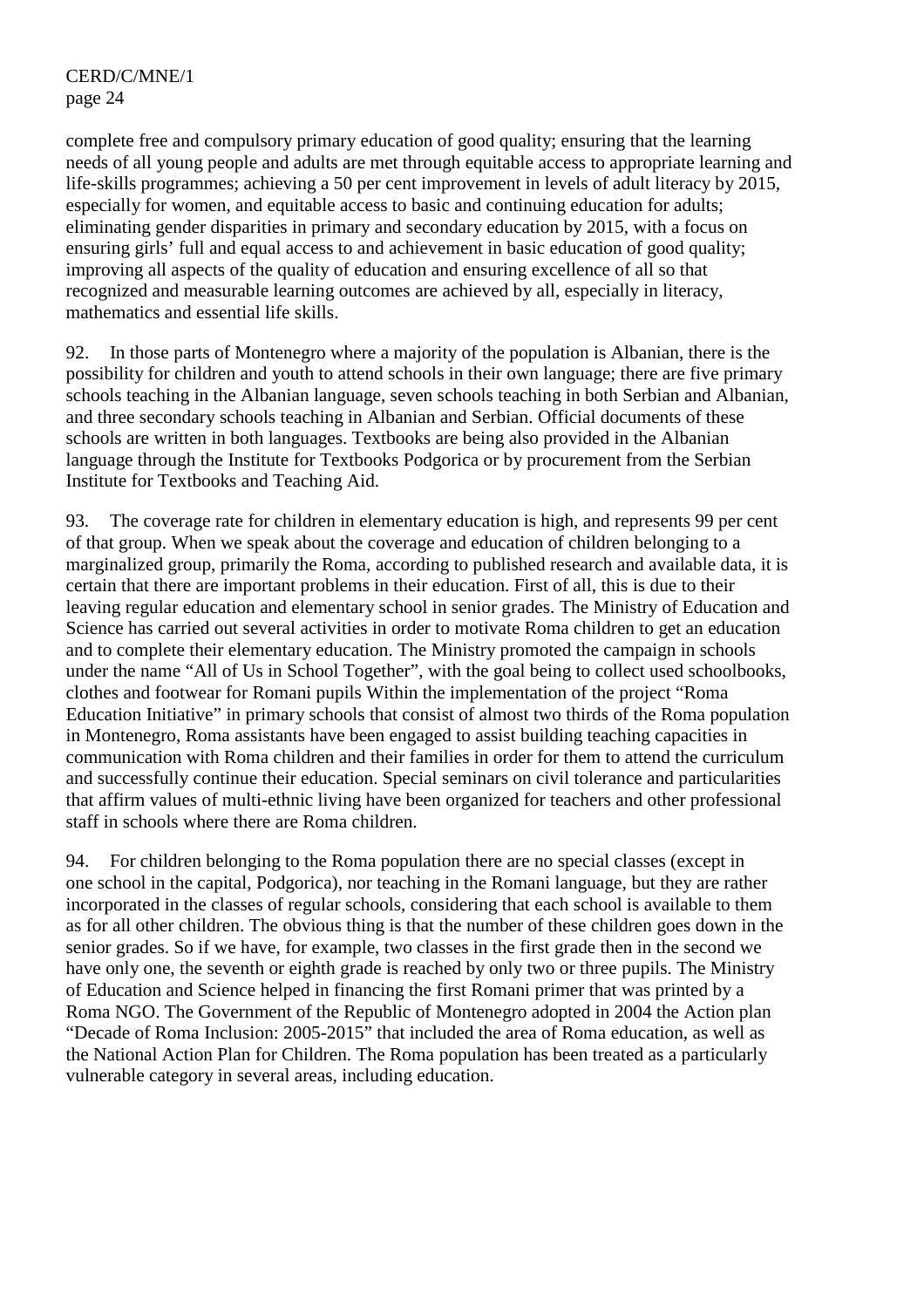complete free and compulsory primary education of good quality; ensuring that the learning needs of all young people and adults are met through equitable access to appropriate learning and life-skills programmes; achieving a 50 per cent improvement in levels of adult literacy by 2015, especially for women, and equitable access to basic and continuing education for adults; eliminating gender disparities in primary and secondary education by 2015, with a focus on ensuring girls' full and equal access to and achievement in basic education of good quality; improving all aspects of the quality of education and ensuring excellence of all so that recognized and measurable learning outcomes are achieved by all, especially in literacy, mathematics and essential life skills.

92. In those parts of Montenegro where a majority of the population is Albanian, there is the possibility for children and youth to attend schools in their own language; there are five primary schools teaching in the Albanian language, seven schools teaching in both Serbian and Albanian, and three secondary schools teaching in Albanian and Serbian. Official documents of these schools are written in both languages. Textbooks are being also provided in the Albanian language through the Institute for Textbooks Podgorica or by procurement from the Serbian Institute for Textbooks and Teaching Aid.

93. The coverage rate for children in elementary education is high, and represents 99 per cent of that group. When we speak about the coverage and education of children belonging to a marginalized group, primarily the Roma, according to published research and available data, it is certain that there are important problems in their education. First of all, this is due to their leaving regular education and elementary school in senior grades. The Ministry of Education and Science has carried out several activities in order to motivate Roma children to get an education and to complete their elementary education. The Ministry promoted the campaign in schools under the name "All of Us in School Together", with the goal being to collect used schoolbooks, clothes and footwear for Romani pupils Within the implementation of the project "Roma Education Initiative" in primary schools that consist of almost two thirds of the Roma population in Montenegro, Roma assistants have been engaged to assist building teaching capacities in communication with Roma children and their families in order for them to attend the curriculum and successfully continue their education. Special seminars on civil tolerance and particularities that affirm values of multi-ethnic living have been organized for teachers and other professional staff in schools where there are Roma children.

94. For children belonging to the Roma population there are no special classes (except in one school in the capital, Podgorica), nor teaching in the Romani language, but they are rather incorporated in the classes of regular schools, considering that each school is available to them as for all other children. The obvious thing is that the number of these children goes down in the senior grades. So if we have, for example, two classes in the first grade then in the second we have only one, the seventh or eighth grade is reached by only two or three pupils. The Ministry of Education and Science helped in financing the first Romani primer that was printed by a Roma NGO. The Government of the Republic of Montenegro adopted in 2004 the Action plan "Decade of Roma Inclusion: 2005-2015" that included the area of Roma education, as well as the National Action Plan for Children. The Roma population has been treated as a particularly vulnerable category in several areas, including education.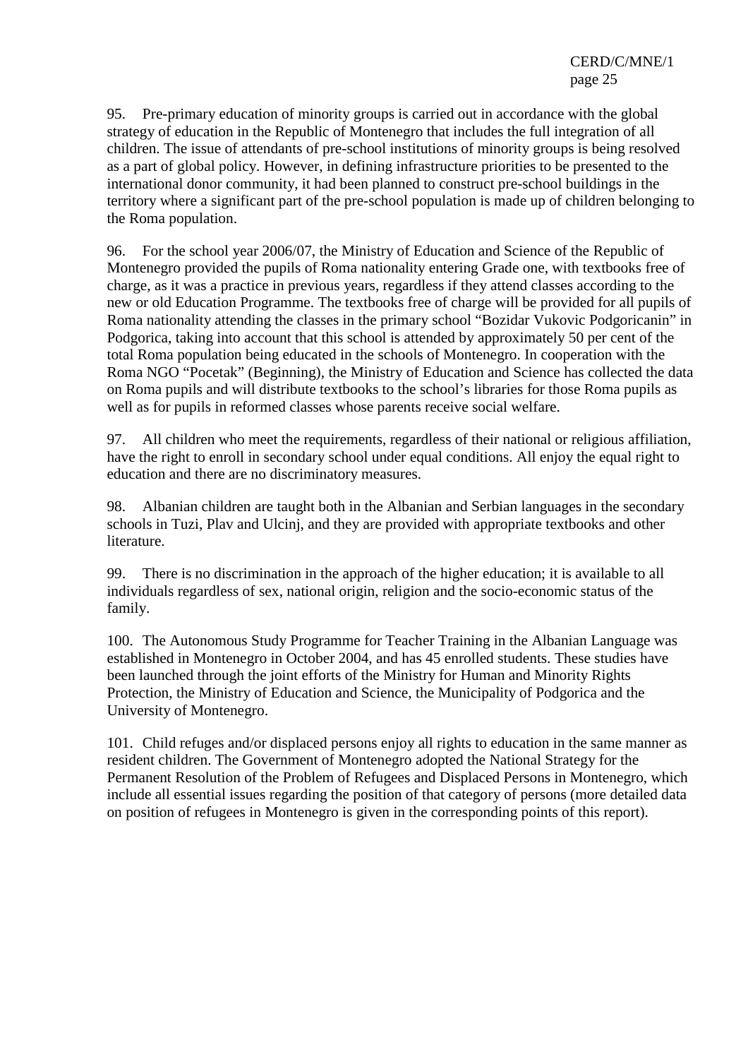95. Pre-primary education of minority groups is carried out in accordance with the global strategy of education in the Republic of Montenegro that includes the full integration of all children. The issue of attendants of pre-school institutions of minority groups is being resolved as a part of global policy. However, in defining infrastructure priorities to be presented to the international donor community, it had been planned to construct pre-school buildings in the territory where a significant part of the pre-school population is made up of children belonging to the Roma population.

96. For the school year 2006/07, the Ministry of Education and Science of the Republic of Montenegro provided the pupils of Roma nationality entering Grade one, with textbooks free of charge, as it was a practice in previous years, regardless if they attend classes according to the new or old Education Programme. The textbooks free of charge will be provided for all pupils of Roma nationality attending the classes in the primary school "Bozidar Vukovic Podgoricanin" in Podgorica, taking into account that this school is attended by approximately 50 per cent of the total Roma population being educated in the schools of Montenegro. In cooperation with the Roma NGO "Pocetak" (Beginning), the Ministry of Education and Science has collected the data on Roma pupils and will distribute textbooks to the school's libraries for those Roma pupils as well as for pupils in reformed classes whose parents receive social welfare.

97. All children who meet the requirements, regardless of their national or religious affiliation, have the right to enroll in secondary school under equal conditions. All enjoy the equal right to education and there are no discriminatory measures.

98. Albanian children are taught both in the Albanian and Serbian languages in the secondary schools in Tuzi, Plav and Ulcinj, and they are provided with appropriate textbooks and other literature.

99. There is no discrimination in the approach of the higher education; it is available to all individuals regardless of sex, national origin, religion and the socio-economic status of the family.

100. The Autonomous Study Programme for Teacher Training in the Albanian Language was established in Montenegro in October 2004, and has 45 enrolled students. These studies have been launched through the joint efforts of the Ministry for Human and Minority Rights Protection, the Ministry of Education and Science, the Municipality of Podgorica and the University of Montenegro.

101. Child refuges and/or displaced persons enjoy all rights to education in the same manner as resident children. The Government of Montenegro adopted the National Strategy for the Permanent Resolution of the Problem of Refugees and Displaced Persons in Montenegro, which include all essential issues regarding the position of that category of persons (more detailed data on position of refugees in Montenegro is given in the corresponding points of this report).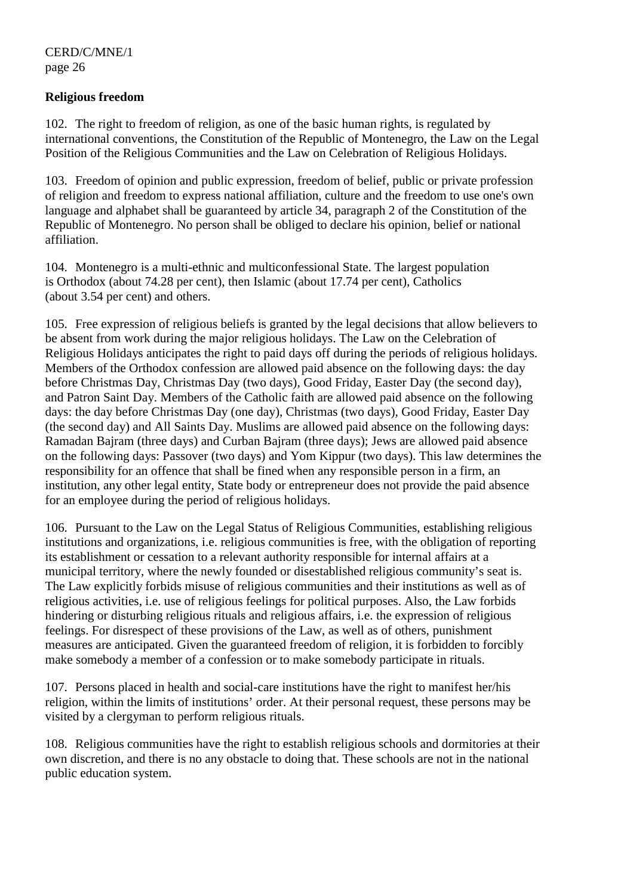## Religious freedom

102. The right to freedom of religion, as one of the basic human rights, is regulated by international conventions, the Constitution of the Republic of Montenegro, the Law on the Legal Position of the Religious Communities and the Law on Celebration of Religious Holidays.

103. Freedom of opinion and public expression, freedom of belief, public or private profession of religion and freedom to express national affiliation, culture and the freedom to use one's own language and alphabet shall be guaranteed by article 34, paragraph 2 of the Constitution of the Republic of Montenegro. No person shall be obliged to declare his opinion, belief or national affiliation.

104. Montenegro is a multi-ethnic and multiconfessional State. The largest population is Orthodox (about 74.28 per cent), then Islamic (about 17.74 per cent), Catholics (about 3.54 per cent) and others.

105. Free expression of religious beliefs is granted by the legal decisions that allow believers to be absent from work during the major religious holidays. The Law on the Celebration of Religious Holidays anticipates the right to paid days off during the periods of religious holidays. Members of the Orthodox confession are allowed paid absence on the following days: the day before Christmas Day, Christmas Day (two days), Good Friday, Easter Day (the second day), and Patron Saint Day. Members of the Catholic faith are allowed paid absence on the following days: the day before Christmas Day (one day), Christmas (two days), Good Friday, Easter Day (the second day) and All Saints Day. Muslims are allowed paid absence on the following days: Ramadan Bajram (three days) and Curban Bajram (three days); Jews are allowed paid absence on the following days: Passover (two days) and Yom Kippur (two days). This law determines the responsibility for an offence that shall be fined when any responsible person in a firm, an institution, any other legal entity, State body or entrepreneur does not provide the paid absence for an employee during the period of religious holidays.

106. Pursuant to the Law on the Legal Status of Religious Communities, establishing religious institutions and organizations, i.e. religious communities is free, with the obligation of reporting its establishment or cessation to a relevant authority responsible for internal affairs at a municipal territory, where the newly founded or disestablished religious community's seat is. The Law explicitly forbids misuse of religious communities and their institutions as well as of religious activities, i.e. use of religious feelings for political purposes. Also, the Law forbids hindering or disturbing religious rituals and religious affairs, i.e. the expression of religious feelings. For disrespect of these provisions of the Law, as well as of others, punishment measures are anticipated. Given the guaranteed freedom of religion, it is forbidden to forcibly make somebody a member of a confession or to make somebody participate in rituals.

107. Persons placed in health and social-care institutions have the right to manifest her/his religion, within the limits of institutions' order. At their personal request, these persons may be visited by a clergyman to perform religious rituals.

108. Religious communities have the right to establish religious schools and dormitories at their own discretion, and there is no any obstacle to doing that. These schools are not in the national public education system.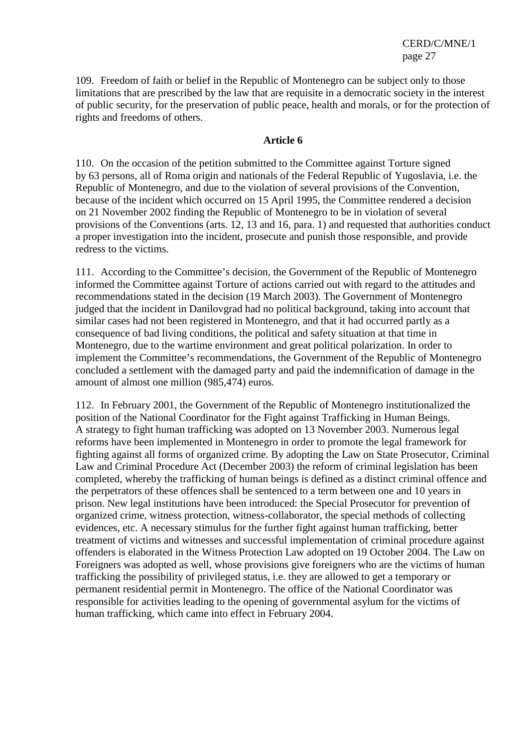109. Freedom of faith or belief in the Republic of Montenegro can be subject only to those limitations that are prescribed by the law that are requisite in a democratic society in the interest of public security, for the preservation of public peace, health and morals, or for the protection of rights and freedoms of others.

**Article 6**

110. On the occasion of the petition submitted to the Committee against Torture signed by 63 persons, all of Roma origin and nationals of the Federal Republic of Yugoslavia, i.e. the Republic of Montenegro, and due to the violation of several provisions of the Convention, because of the incident which occurred on 15 April 1995, the Committee rendered a decision on 21 November 2002 finding the Republic of Montenegro to be in violation of several provisions of the Conventions (arts. 12, 13 and 16, para. 1) and requested that authorities conduct a proper investigation into the incident, prosecute and punish those responsible, and provide redress to the victims.

111. According to the Committee's decision, the Government of the Republic of Montenegro informed the Committee against Torture of actions carried out with regard to the attitudes and recommendations stated in the decision (19 March 2003). The Government of Montenegro judged that the incident in Danilovgrad had no political background, taking into account that similar cases had not been registered in Montenegro, and that it had occurred partly as a consequence of bad living conditions, the political and safety situation at that time in Montenegro, due to the wartime environment and great political polarization. In order to implement the Committee's recommendations, the Government of the Republic of Montenegro concluded a settlement with the damaged party and paid the indemnification of damage in the amount of almost one million (985,474) euros.

112. In February 2001, the Government of the Republic of Montenegro institutionalized the position of the National Coordinator for the Fight against Trafficking in Human Beings. A strategy to fight human trafficking was adopted on 13 November 2003. Numerous legal reforms have been implemented in Montenegro in order to promote the legal framework for fighting against all forms of organized crime. By adopting the Law on State Prosecutor, Criminal Law and Criminal Procedure Act (December 2003) the reform of criminal legislation has been completed, whereby the trafficking of human beings is defined as a distinct criminal offence and the perpetrators of these offences shall be sentenced to a term between one and 10 years in prison. New legal institutions have been introduced: the Special Prosecutor for prevention of organized crime, witness protection, witness-collaborator, the special methods of collecting evidences, etc. A necessary stimulus for the further fight against human trafficking, better treatment of victims and witnesses and successful implementation of criminal procedure against offenders is elaborated in the Witness Protection Law adopted on 19 October 2004. The Law on Foreigners was adopted as well, whose provisions give foreigners who are the victims of human trafficking the possibility of privileged status, i.e. they are allowed to get a temporary or permanent residential permit in Montenegro. The office of the National Coordinator was responsible for activities leading to the opening of governmental asylum for the victims of human trafficking, which came into effect in February 2004.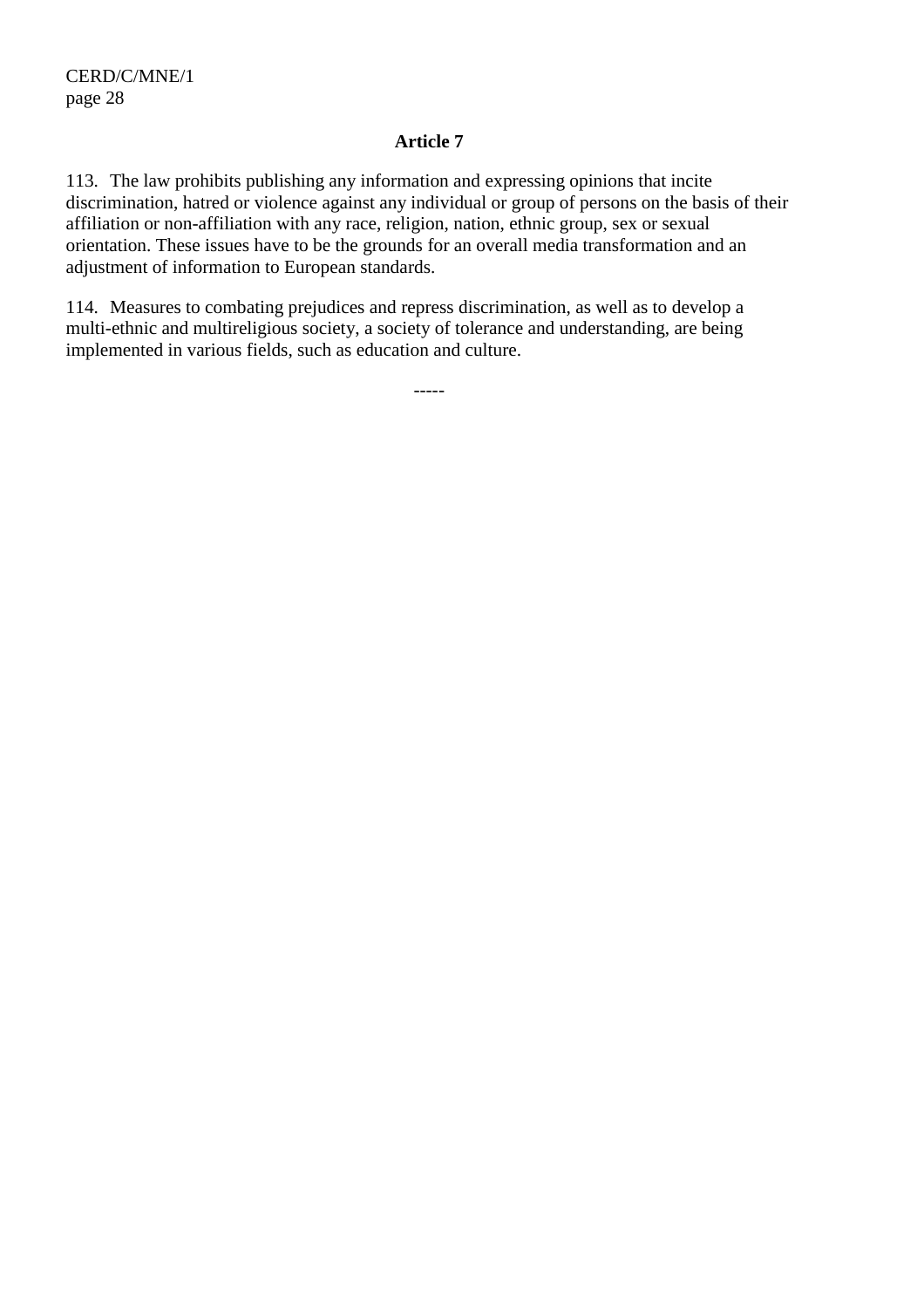## Article 7

113. The law prohibits publishing any information and expressing opinions that incite discrimination, hatred or violence against any individual or group of persons on the basis of their affiliation or non-affiliation with any race, religion, nation, ethnic group, sex or sexual orientation. These issues have to be the grounds for an overall media transformation and an adjustment of information to European standards.

114. Measures to combating prejudices and repress discrimination, as well as to develop a multi-ethnic and multireligious society, a society of tolerance and understanding, are being implemented in various fields, such as education and culture.

-----